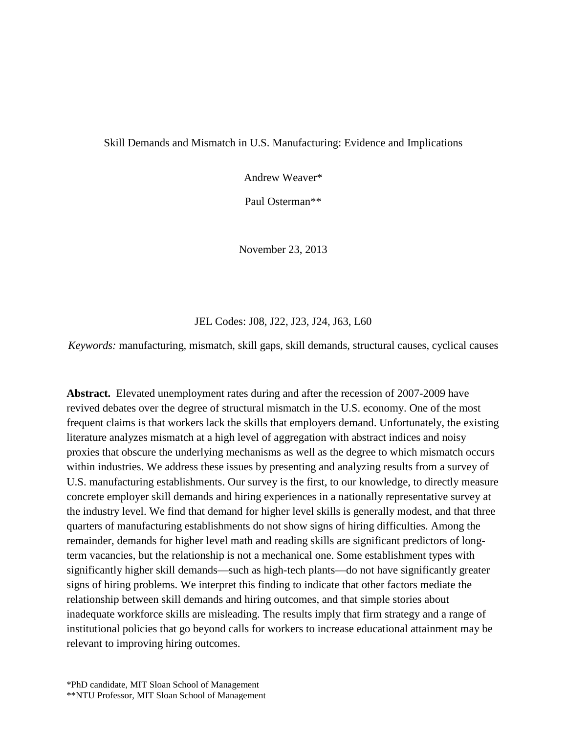# Skill Demands and Mismatch in U.S. Manufacturing: Evidence and Implications

Andrew Weaver*

Paul Osterman**

November 23, 2013

JEL Codes: J08, J22, J23, J24, J63, L60

*Keywords:* manufacturing, mismatch, skill gaps, skill demands, structural causes, cyclical causes

**Abstract.** Elevated unemployment rates during and after the recession of 2007-2009 have revived debates over the degree of structural mismatch in the U.S. economy. One of the most frequent claims is that workers lack the skills that employers demand. Unfortunately, the existing literature analyzes mismatch at a high level of aggregation with abstract indices and noisy proxies that obscure the underlying mechanisms as well as the degree to which mismatch occurs within industries. We address these issues by presenting and analyzing results from a survey of U.S. manufacturing establishments. Our survey is the first, to our knowledge, to directly measure concrete employer skill demands and hiring experiences in a nationally representative survey at the industry level. We find that demand for higher level skills is generally modest, and that three quarters of manufacturing establishments do not show signs of hiring difficulties. Among the remainder, demands for higher level math and reading skills are significant predictors of long-term vacancies, but the relationship is not a mechanical one. Some establishment types with significantly higher skill demands—such as high-tech plants—do not have significantly greater signs of hiring problems. We interpret this finding to indicate that other factors mediate the relationship between skill demands and hiring outcomes, and that simple stories about inadequate workforce skills are misleading. The results imply that firm strategy and a range of institutional policies that go beyond calls for workers to increase educational attainment may be relevant to improving hiring outcomes.

*PhD candidate, MIT Sloan School of Management
**NTU Professor, MIT Sloan School of Management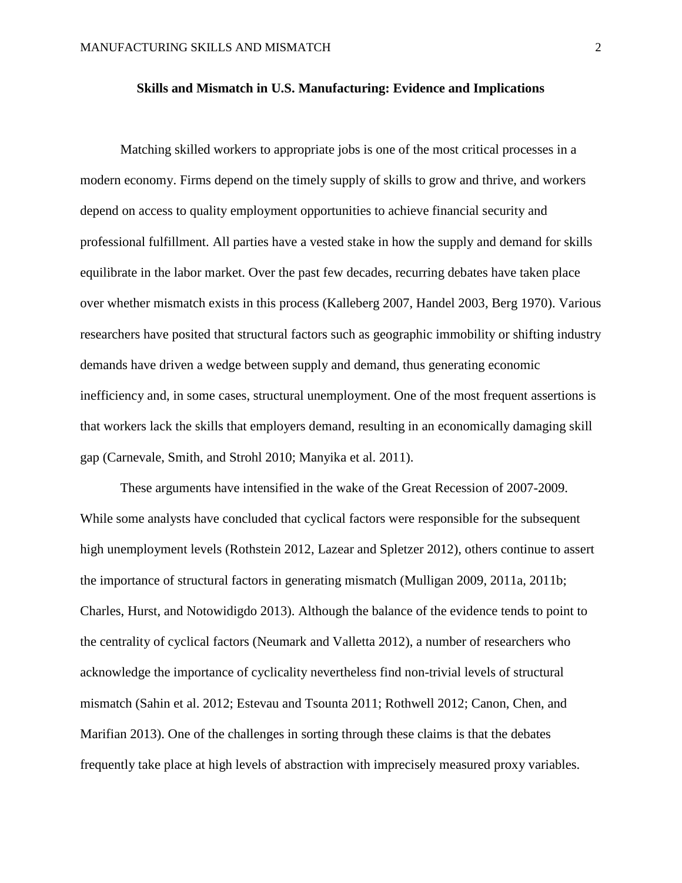**Skills and Mismatch in U.S. Manufacturing: Evidence and Implications**

Matching skilled workers to appropriate jobs is one of the most critical processes in a modern economy. Firms depend on the timely supply of skills to grow and thrive, and workers depend on access to quality employment opportunities to achieve financial security and professional fulfillment. All parties have a vested stake in how the supply and demand for skills equilibrate in the labor market. Over the past few decades, recurring debates have taken place over whether mismatch exists in this process (Kalleberg 2007, Handel 2003, Berg 1970). Various researchers have posited that structural factors such as geographic immobility or shifting industry demands have driven a wedge between supply and demand, thus generating economic inefficiency and, in some cases, structural unemployment. One of the most frequent assertions is that workers lack the skills that employers demand, resulting in an economically damaging skill gap (Carnevale, Smith, and Strohl 2010; Manyika et al. 2011).

These arguments have intensified in the wake of the Great Recession of 2007-2009. While some analysts have concluded that cyclical factors were responsible for the subsequent high unemployment levels (Rothstein 2012, Lazear and Spletzer 2012), others continue to assert the importance of structural factors in generating mismatch (Mulligan 2009, 2011a, 2011b; Charles, Hurst, and Notowidigdo 2013). Although the balance of the evidence tends to point to the centrality of cyclical factors (Neumark and Valletta 2012), a number of researchers who acknowledge the importance of cyclicality nevertheless find non-trivial levels of structural mismatch (Sahin et al. 2012; Estevau and Tsounta 2011; Rothwell 2012; Canon, Chen, and Marifian 2013). One of the challenges in sorting through these claims is that the debates frequently take place at high levels of abstraction with imprecisely measured proxy variables.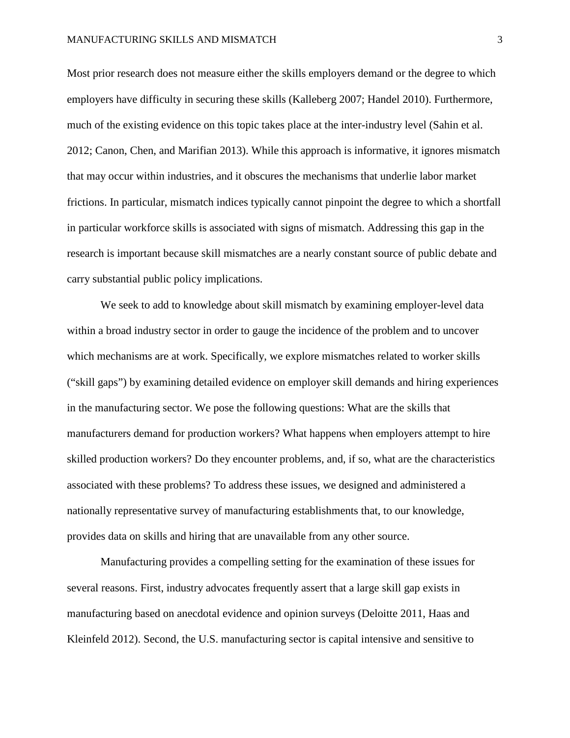Most prior research does not measure either the skills employers demand or the degree to which employers have difficulty in securing these skills (Kalleberg 2007; Handel 2010). Furthermore, much of the existing evidence on this topic takes place at the inter-industry level (Sahin et al. 2012; Canon, Chen, and Marifian 2013). While this approach is informative, it ignores mismatch that may occur within industries, and it obscures the mechanisms that underlie labor market frictions. In particular, mismatch indices typically cannot pinpoint the degree to which a shortfall in particular workforce skills is associated with signs of mismatch. Addressing this gap in the research is important because skill mismatches are a nearly constant source of public debate and carry substantial public policy implications.

We seek to add to knowledge about skill mismatch by examining employer-level data within a broad industry sector in order to gauge the incidence of the problem and to uncover which mechanisms are at work. Specifically, we explore mismatches related to worker skills ("skill gaps") by examining detailed evidence on employer skill demands and hiring experiences in the manufacturing sector. We pose the following questions: What are the skills that manufacturers demand for production workers? What happens when employers attempt to hire skilled production workers? Do they encounter problems, and, if so, what are the characteristics associated with these problems? To address these issues, we designed and administered a nationally representative survey of manufacturing establishments that, to our knowledge, provides data on skills and hiring that are unavailable from any other source.

Manufacturing provides a compelling setting for the examination of these issues for several reasons. First, industry advocates frequently assert that a large skill gap exists in manufacturing based on anecdotal evidence and opinion surveys (Deloitte 2011, Haas and Kleinfeld 2012). Second, the U.S. manufacturing sector is capital intensive and sensitive to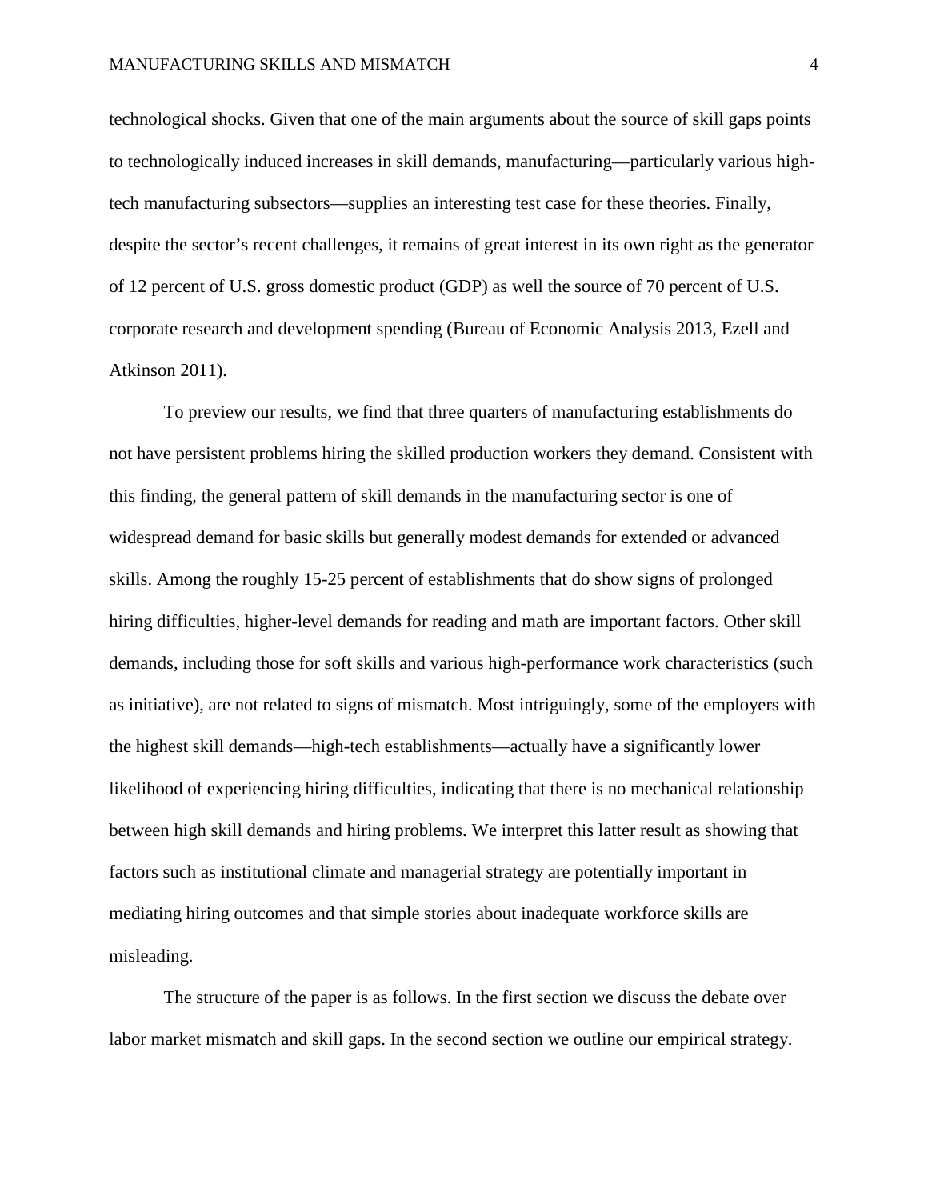technological shocks. Given that one of the main arguments about the source of skill gaps points to technologically induced increases in skill demands, manufacturing—particularly various high-tech manufacturing subsectors—supplies an interesting test case for these theories. Finally, despite the sector's recent challenges, it remains of great interest in its own right as the generator of 12 percent of U.S. gross domestic product (GDP) as well the source of 70 percent of U.S. corporate research and development spending (Bureau of Economic Analysis 2013, Ezell and Atkinson 2011).

To preview our results, we find that three quarters of manufacturing establishments do not have persistent problems hiring the skilled production workers they demand. Consistent with this finding, the general pattern of skill demands in the manufacturing sector is one of widespread demand for basic skills but generally modest demands for extended or advanced skills. Among the roughly 15-25 percent of establishments that do show signs of prolonged hiring difficulties, higher-level demands for reading and math are important factors. Other skill demands, including those for soft skills and various high-performance work characteristics (such as initiative), are not related to signs of mismatch. Most intriguingly, some of the employers with the highest skill demands—high-tech establishments—actually have a significantly lower likelihood of experiencing hiring difficulties, indicating that there is no mechanical relationship between high skill demands and hiring problems. We interpret this latter result as showing that factors such as institutional climate and managerial strategy are potentially important in mediating hiring outcomes and that simple stories about inadequate workforce skills are misleading.

The structure of the paper is as follows. In the first section we discuss the debate over labor market mismatch and skill gaps. In the second section we outline our empirical strategy.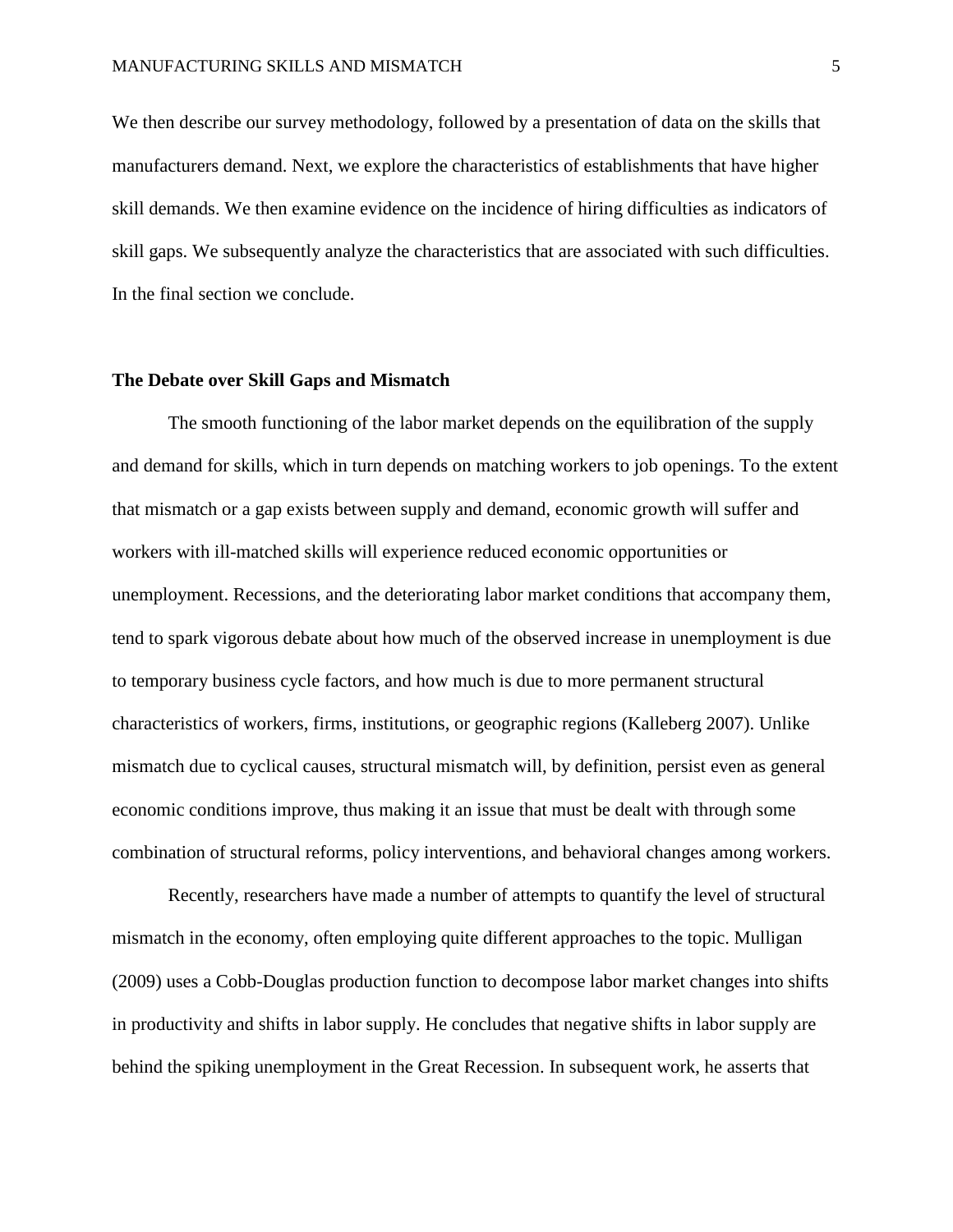We then describe our survey methodology, followed by a presentation of data on the skills that manufacturers demand. Next, we explore the characteristics of establishments that have higher skill demands. We then examine evidence on the incidence of hiring difficulties as indicators of skill gaps. We subsequently analyze the characteristics that are associated with such difficulties. In the final section we conclude.

## The Debate over Skill Gaps and Mismatch

The smooth functioning of the labor market depends on the equilibration of the supply and demand for skills, which in turn depends on matching workers to job openings. To the extent that mismatch or a gap exists between supply and demand, economic growth will suffer and workers with ill-matched skills will experience reduced economic opportunities or unemployment. Recessions, and the deteriorating labor market conditions that accompany them, tend to spark vigorous debate about how much of the observed increase in unemployment is due to temporary business cycle factors, and how much is due to more permanent structural characteristics of workers, firms, institutions, or geographic regions (Kalleberg 2007). Unlike mismatch due to cyclical causes, structural mismatch will, by definition, persist even as general economic conditions improve, thus making it an issue that must be dealt with through some combination of structural reforms, policy interventions, and behavioral changes among workers.

Recently, researchers have made a number of attempts to quantify the level of structural mismatch in the economy, often employing quite different approaches to the topic. Mulligan (2009) uses a Cobb-Douglas production function to decompose labor market changes into shifts in productivity and shifts in labor supply. He concludes that negative shifts in labor supply are behind the spiking unemployment in the Great Recession. In subsequent work, he asserts that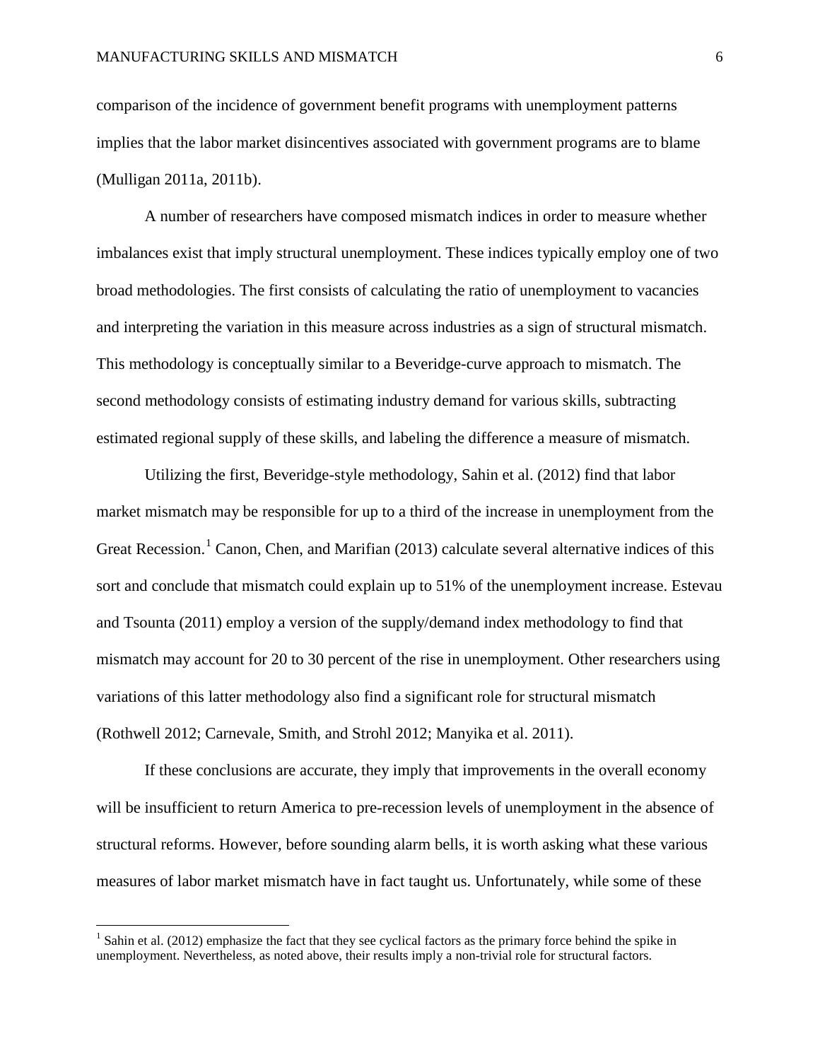comparison of the incidence of government benefit programs with unemployment patterns implies that the labor market disincentives associated with government programs are to blame (Mulligan 2011a, 2011b).

A number of researchers have composed mismatch indices in order to measure whether imbalances exist that imply structural unemployment. These indices typically employ one of two broad methodologies. The first consists of calculating the ratio of unemployment to vacancies and interpreting the variation in this measure across industries as a sign of structural mismatch. This methodology is conceptually similar to a Beveridge-curve approach to mismatch. The second methodology consists of estimating industry demand for various skills, subtracting estimated regional supply of these skills, and labeling the difference a measure of mismatch.

Utilizing the first, Beveridge-style methodology, Sahin et al. (2012) find that labor market mismatch may be responsible for up to a third of the increase in unemployment from the Great Recession.[1] Canon, Chen, and Marifian (2013) calculate several alternative indices of this sort and conclude that mismatch could explain up to 51% of the unemployment increase. Estevau and Tsounta (2011) employ a version of the supply/demand index methodology to find that mismatch may account for 20 to 30 percent of the rise in unemployment. Other researchers using variations of this latter methodology also find a significant role for structural mismatch (Rothwell 2012; Carnevale, Smith, and Strohl 2012; Manyika et al. 2011).

If these conclusions are accurate, they imply that improvements in the overall economy will be insufficient to return America to pre-recession levels of unemployment in the absence of structural reforms. However, before sounding alarm bells, it is worth asking what these various measures of labor market mismatch have in fact taught us. Unfortunately, while some of these

[1] Sahin et al. (2012) emphasize the fact that they see cyclical factors as the primary force behind the spike in unemployment. Nevertheless, as noted above, their results imply a non-trivial role for structural factors.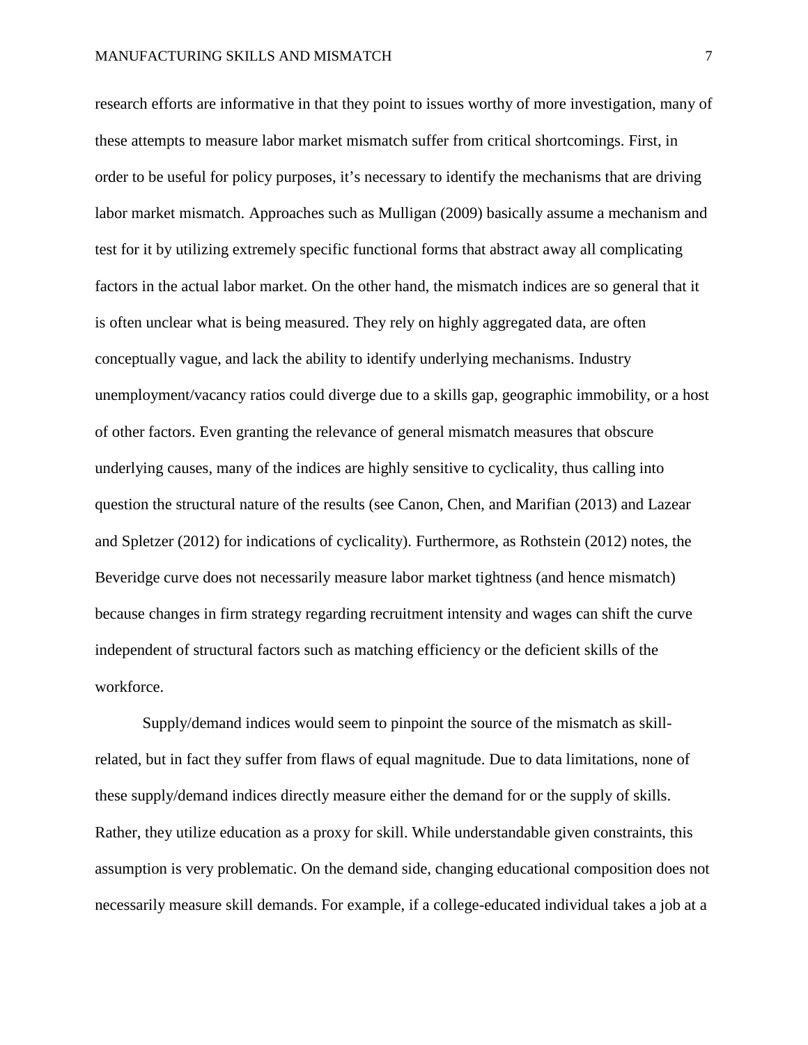research efforts are informative in that they point to issues worthy of more investigation, many of these attempts to measure labor market mismatch suffer from critical shortcomings. First, in order to be useful for policy purposes, it's necessary to identify the mechanisms that are driving labor market mismatch. Approaches such as Mulligan (2009) basically assume a mechanism and test for it by utilizing extremely specific functional forms that abstract away all complicating factors in the actual labor market. On the other hand, the mismatch indices are so general that it is often unclear what is being measured. They rely on highly aggregated data, are often conceptually vague, and lack the ability to identify underlying mechanisms. Industry unemployment/vacancy ratios could diverge due to a skills gap, geographic immobility, or a host of other factors. Even granting the relevance of general mismatch measures that obscure underlying causes, many of the indices are highly sensitive to cyclicality, thus calling into question the structural nature of the results (see Canon, Chen, and Marifian (2013) and Lazear and Spletzer (2012) for indications of cyclicality). Furthermore, as Rothstein (2012) notes, the Beveridge curve does not necessarily measure labor market tightness (and hence mismatch) because changes in firm strategy regarding recruitment intensity and wages can shift the curve independent of structural factors such as matching efficiency or the deficient skills of the workforce.

Supply/demand indices would seem to pinpoint the source of the mismatch as skill-related, but in fact they suffer from flaws of equal magnitude. Due to data limitations, none of these supply/demand indices directly measure either the demand for or the supply of skills. Rather, they utilize education as a proxy for skill. While understandable given constraints, this assumption is very problematic. On the demand side, changing educational composition does not necessarily measure skill demands. For example, if a college-educated individual takes a job at a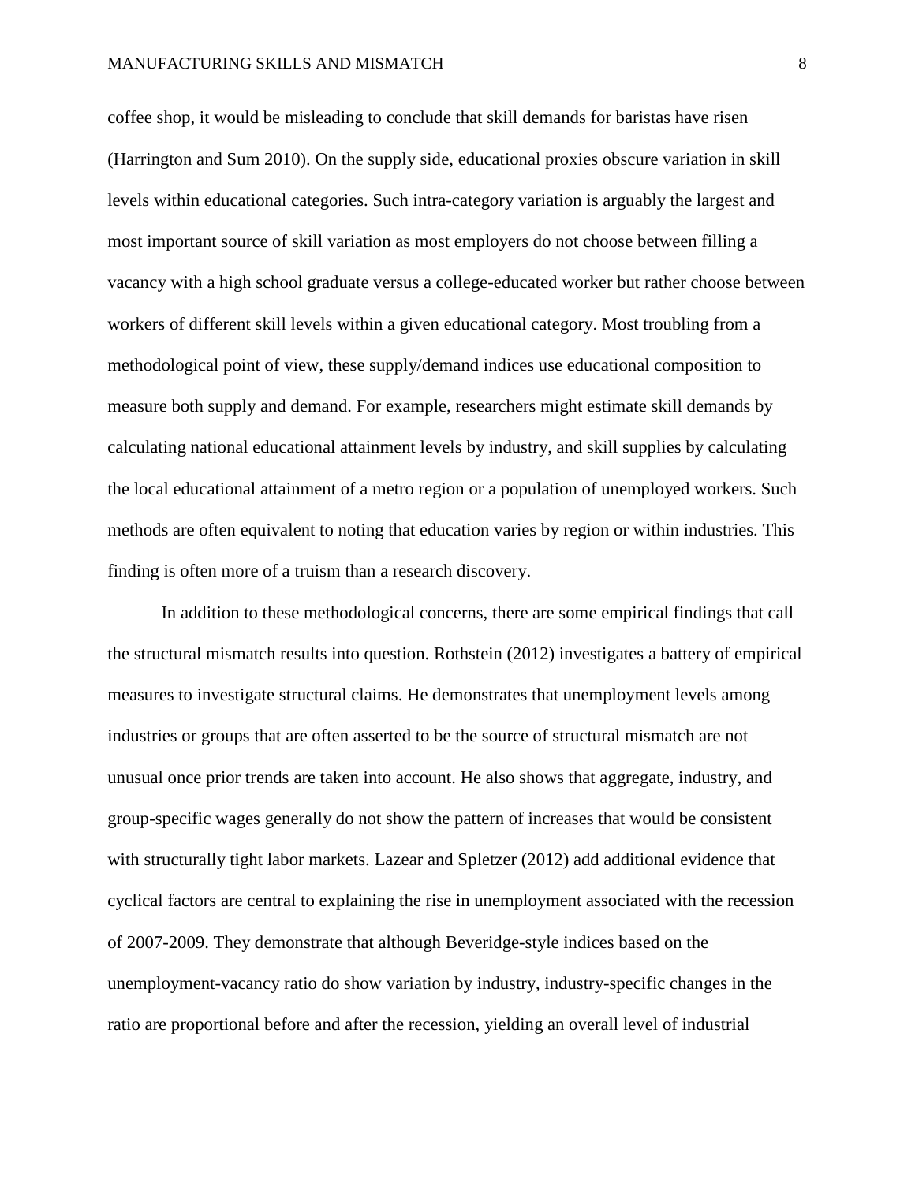coffee shop, it would be misleading to conclude that skill demands for baristas have risen (Harrington and Sum 2010). On the supply side, educational proxies obscure variation in skill levels within educational categories. Such intra-category variation is arguably the largest and most important source of skill variation as most employers do not choose between filling a vacancy with a high school graduate versus a college-educated worker but rather choose between workers of different skill levels within a given educational category. Most troubling from a methodological point of view, these supply/demand indices use educational composition to measure both supply and demand. For example, researchers might estimate skill demands by calculating national educational attainment levels by industry, and skill supplies by calculating the local educational attainment of a metro region or a population of unemployed workers. Such methods are often equivalent to noting that education varies by region or within industries. This finding is often more of a truism than a research discovery.

In addition to these methodological concerns, there are some empirical findings that call the structural mismatch results into question. Rothstein (2012) investigates a battery of empirical measures to investigate structural claims. He demonstrates that unemployment levels among industries or groups that are often asserted to be the source of structural mismatch are not unusual once prior trends are taken into account. He also shows that aggregate, industry, and group-specific wages generally do not show the pattern of increases that would be consistent with structurally tight labor markets. Lazear and Spletzer (2012) add additional evidence that cyclical factors are central to explaining the rise in unemployment associated with the recession of 2007-2009. They demonstrate that although Beveridge-style indices based on the unemployment-vacancy ratio do show variation by industry, industry-specific changes in the ratio are proportional before and after the recession, yielding an overall level of industrial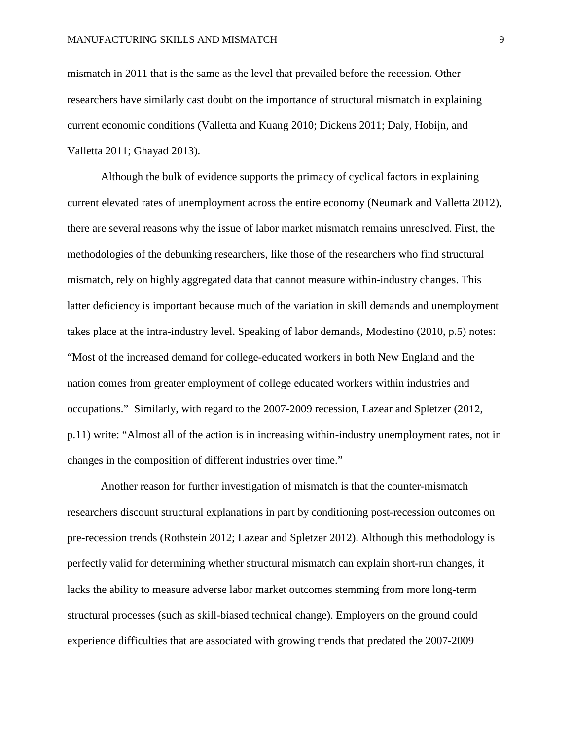mismatch in 2011 that is the same as the level that prevailed before the recession. Other researchers have similarly cast doubt on the importance of structural mismatch in explaining current economic conditions (Valletta and Kuang 2010; Dickens 2011; Daly, Hobijn, and Valletta 2011; Ghayad 2013).

Although the bulk of evidence supports the primacy of cyclical factors in explaining current elevated rates of unemployment across the entire economy (Neumark and Valletta 2012), there are several reasons why the issue of labor market mismatch remains unresolved. First, the methodologies of the debunking researchers, like those of the researchers who find structural mismatch, rely on highly aggregated data that cannot measure within-industry changes. This latter deficiency is important because much of the variation in skill demands and unemployment takes place at the intra-industry level. Speaking of labor demands, Modestino (2010, p.5) notes: "Most of the increased demand for college-educated workers in both New England and the nation comes from greater employment of college educated workers within industries and occupations." Similarly, with regard to the 2007-2009 recession, Lazear and Spletzer (2012, p.11) write: "Almost all of the action is in increasing within-industry unemployment rates, not in changes in the composition of different industries over time."

Another reason for further investigation of mismatch is that the counter-mismatch researchers discount structural explanations in part by conditioning post-recession outcomes on pre-recession trends (Rothstein 2012; Lazear and Spletzer 2012). Although this methodology is perfectly valid for determining whether structural mismatch can explain short-run changes, it lacks the ability to measure adverse labor market outcomes stemming from more long-term structural processes (such as skill-biased technical change). Employers on the ground could experience difficulties that are associated with growing trends that predated the 2007-2009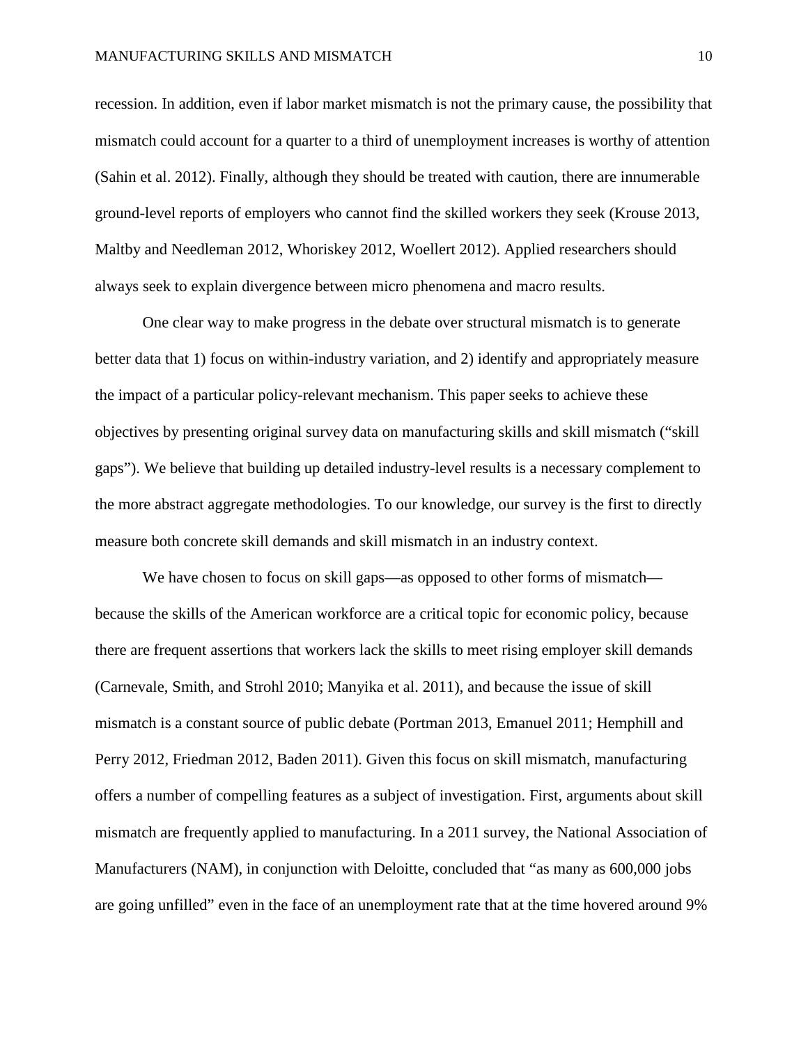recession. In addition, even if labor market mismatch is not the primary cause, the possibility that mismatch could account for a quarter to a third of unemployment increases is worthy of attention (Sahin et al. 2012). Finally, although they should be treated with caution, there are innumerable ground-level reports of employers who cannot find the skilled workers they seek (Krouse 2013, Maltby and Needleman 2012, Whoriskey 2012, Woellert 2012). Applied researchers should always seek to explain divergence between micro phenomena and macro results.

One clear way to make progress in the debate over structural mismatch is to generate better data that 1) focus on within-industry variation, and 2) identify and appropriately measure the impact of a particular policy-relevant mechanism. This paper seeks to achieve these objectives by presenting original survey data on manufacturing skills and skill mismatch ("skill gaps"). We believe that building up detailed industry-level results is a necessary complement to the more abstract aggregate methodologies. To our knowledge, our survey is the first to directly measure both concrete skill demands and skill mismatch in an industry context.

We have chosen to focus on skill gaps—as opposed to other forms of mismatch—because the skills of the American workforce are a critical topic for economic policy, because there are frequent assertions that workers lack the skills to meet rising employer skill demands (Carnevale, Smith, and Strohl 2010; Manyika et al. 2011), and because the issue of skill mismatch is a constant source of public debate (Portman 2013, Emanuel 2011; Hemphill and Perry 2012, Friedman 2012, Baden 2011). Given this focus on skill mismatch, manufacturing offers a number of compelling features as a subject of investigation. First, arguments about skill mismatch are frequently applied to manufacturing. In a 2011 survey, the National Association of Manufacturers (NAM), in conjunction with Deloitte, concluded that "as many as 600,000 jobs are going unfilled" even in the face of an unemployment rate that at the time hovered around 9%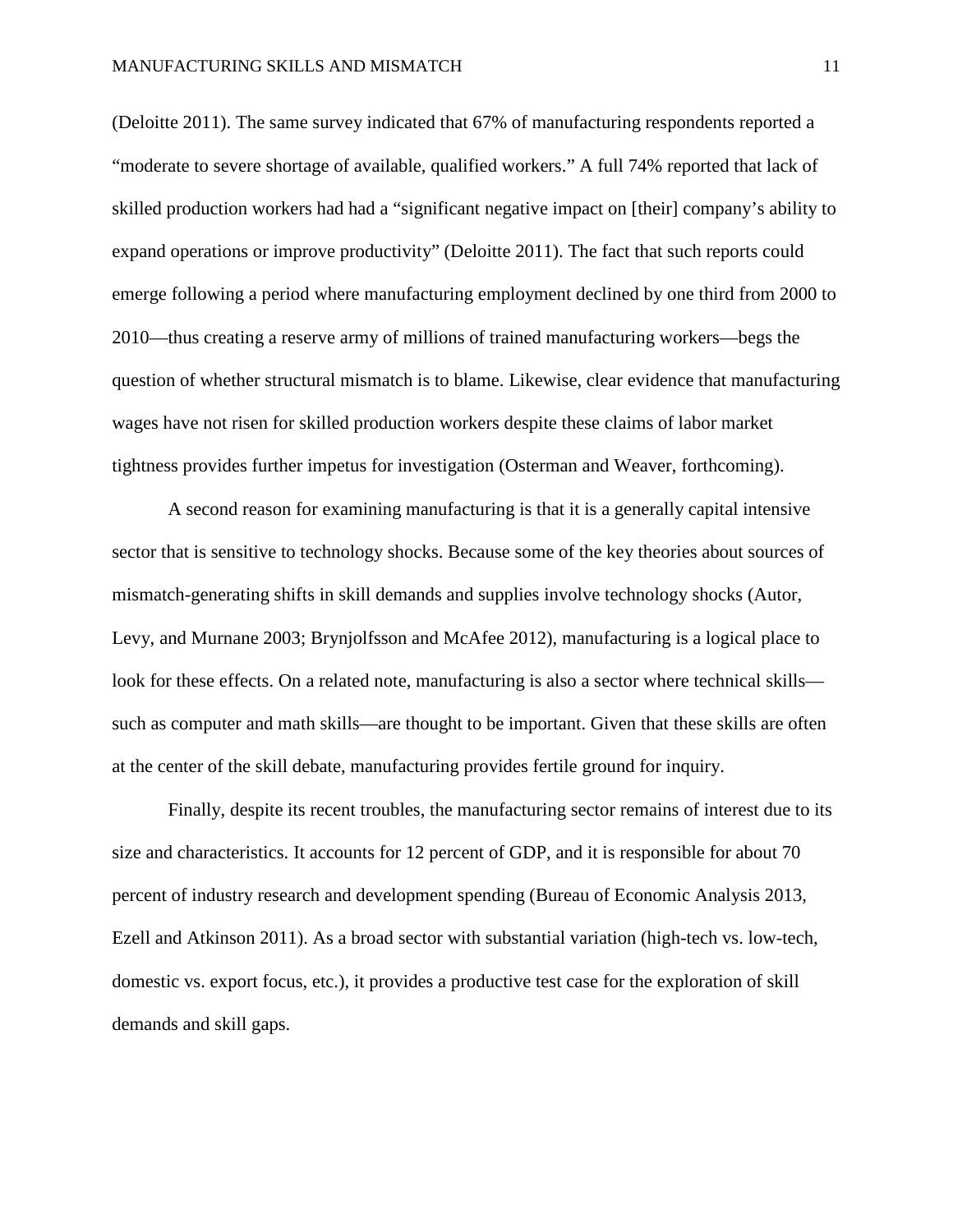(Deloitte 2011). The same survey indicated that 67% of manufacturing respondents reported a "moderate to severe shortage of available, qualified workers." A full 74% reported that lack of skilled production workers had had a "significant negative impact on [their] company's ability to expand operations or improve productivity" (Deloitte 2011). The fact that such reports could emerge following a period where manufacturing employment declined by one third from 2000 to 2010—thus creating a reserve army of millions of trained manufacturing workers—begs the question of whether structural mismatch is to blame. Likewise, clear evidence that manufacturing wages have not risen for skilled production workers despite these claims of labor market tightness provides further impetus for investigation (Osterman and Weaver, forthcoming).

A second reason for examining manufacturing is that it is a generally capital intensive sector that is sensitive to technology shocks. Because some of the key theories about sources of mismatch-generating shifts in skill demands and supplies involve technology shocks (Autor, Levy, and Murnane 2003; Brynjolfsson and McAfee 2012), manufacturing is a logical place to look for these effects. On a related note, manufacturing is also a sector where technical skills—such as computer and math skills—are thought to be important. Given that these skills are often at the center of the skill debate, manufacturing provides fertile ground for inquiry.

Finally, despite its recent troubles, the manufacturing sector remains of interest due to its size and characteristics. It accounts for 12 percent of GDP, and it is responsible for about 70 percent of industry research and development spending (Bureau of Economic Analysis 2013, Ezell and Atkinson 2011). As a broad sector with substantial variation (high-tech vs. low-tech, domestic vs. export focus, etc.), it provides a productive test case for the exploration of skill demands and skill gaps.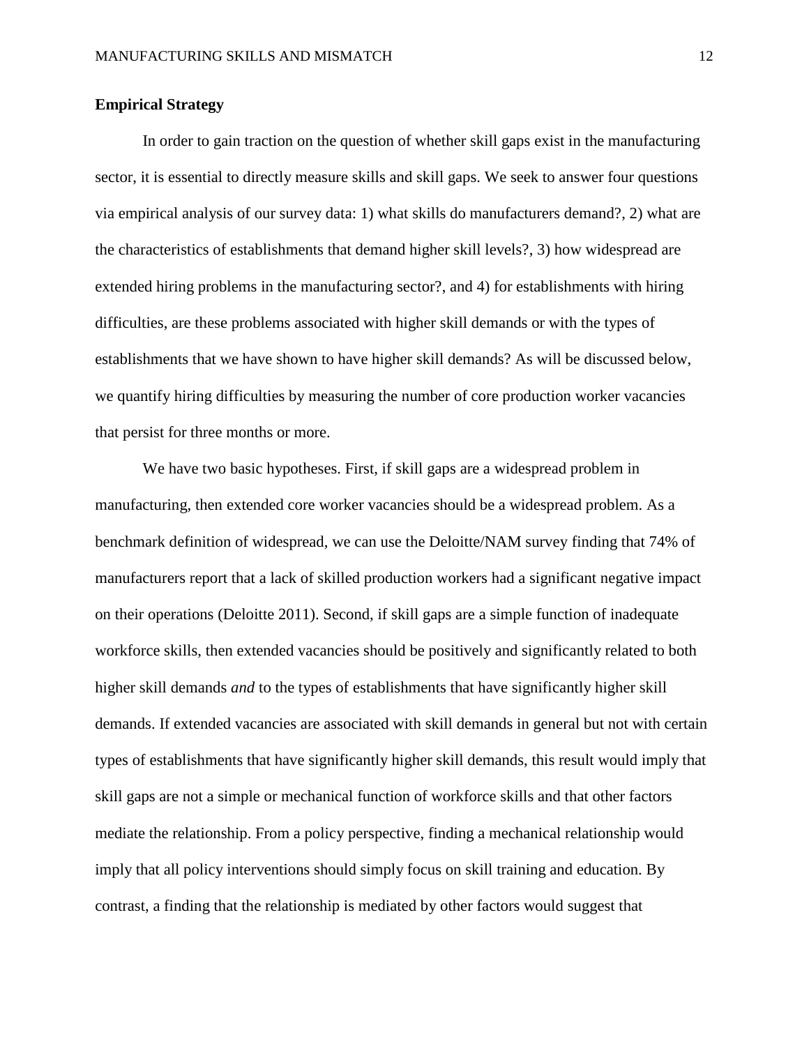## Empirical Strategy

In order to gain traction on the question of whether skill gaps exist in the manufacturing sector, it is essential to directly measure skills and skill gaps. We seek to answer four questions via empirical analysis of our survey data: 1) what skills do manufacturers demand?, 2) what are the characteristics of establishments that demand higher skill levels?, 3) how widespread are extended hiring problems in the manufacturing sector?, and 4) for establishments with hiring difficulties, are these problems associated with higher skill demands or with the types of establishments that we have shown to have higher skill demands? As will be discussed below, we quantify hiring difficulties by measuring the number of core production worker vacancies that persist for three months or more.

We have two basic hypotheses. First, if skill gaps are a widespread problem in manufacturing, then extended core worker vacancies should be a widespread problem. As a benchmark definition of widespread, we can use the Deloitte/NAM survey finding that 74% of manufacturers report that a lack of skilled production workers had a significant negative impact on their operations (Deloitte 2011). Second, if skill gaps are a simple function of inadequate workforce skills, then extended vacancies should be positively and significantly related to both higher skill demands *and* to the types of establishments that have significantly higher skill demands. If extended vacancies are associated with skill demands in general but not with certain types of establishments that have significantly higher skill demands, this result would imply that skill gaps are not a simple or mechanical function of workforce skills and that other factors mediate the relationship. From a policy perspective, finding a mechanical relationship would imply that all policy interventions should simply focus on skill training and education. By contrast, a finding that the relationship is mediated by other factors would suggest that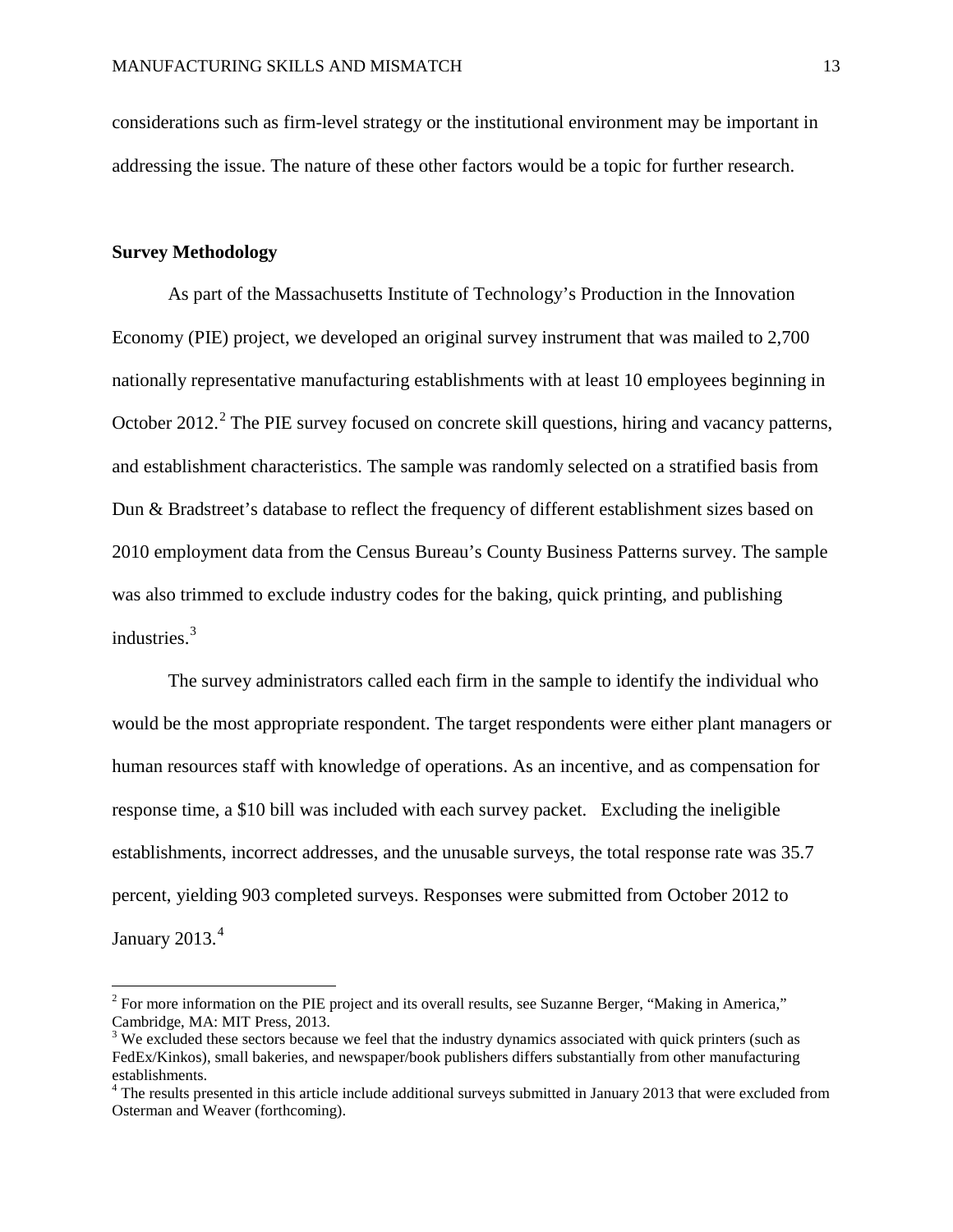considerations such as firm-level strategy or the institutional environment may be important in addressing the issue. The nature of these other factors would be a topic for further research.

**Survey Methodology**

As part of the Massachusetts Institute of Technology's Production in the Innovation Economy (PIE) project, we developed an original survey instrument that was mailed to 2,700 nationally representative manufacturing establishments with at least 10 employees beginning in October 2012.[2] The PIE survey focused on concrete skill questions, hiring and vacancy patterns, and establishment characteristics. The sample was randomly selected on a stratified basis from Dun & Bradstreet's database to reflect the frequency of different establishment sizes based on 2010 employment data from the Census Bureau's County Business Patterns survey. The sample was also trimmed to exclude industry codes for the baking, quick printing, and publishing industries.[3]

The survey administrators called each firm in the sample to identify the individual who would be the most appropriate respondent. The target respondents were either plant managers or human resources staff with knowledge of operations. As an incentive, and as compensation for response time, a $10 bill was included with each survey packet. Excluding the ineligible establishments, incorrect addresses, and the unusable surveys, the total response rate was 35.7 percent, yielding 903 completed surveys. Responses were submitted from October 2012 to January 2013.[4]

---

[2] For more information on the PIE project and its overall results, see Suzanne Berger, "Making in America," Cambridge, MA: MIT Press, 2013.

[3] We excluded these sectors because we feel that the industry dynamics associated with quick printers (such as FedEx/Kinkos), small bakeries, and newspaper/book publishers differs substantially from other manufacturing establishments.

[4] The results presented in this article include additional surveys submitted in January 2013 that were excluded from Osterman and Weaver (forthcoming).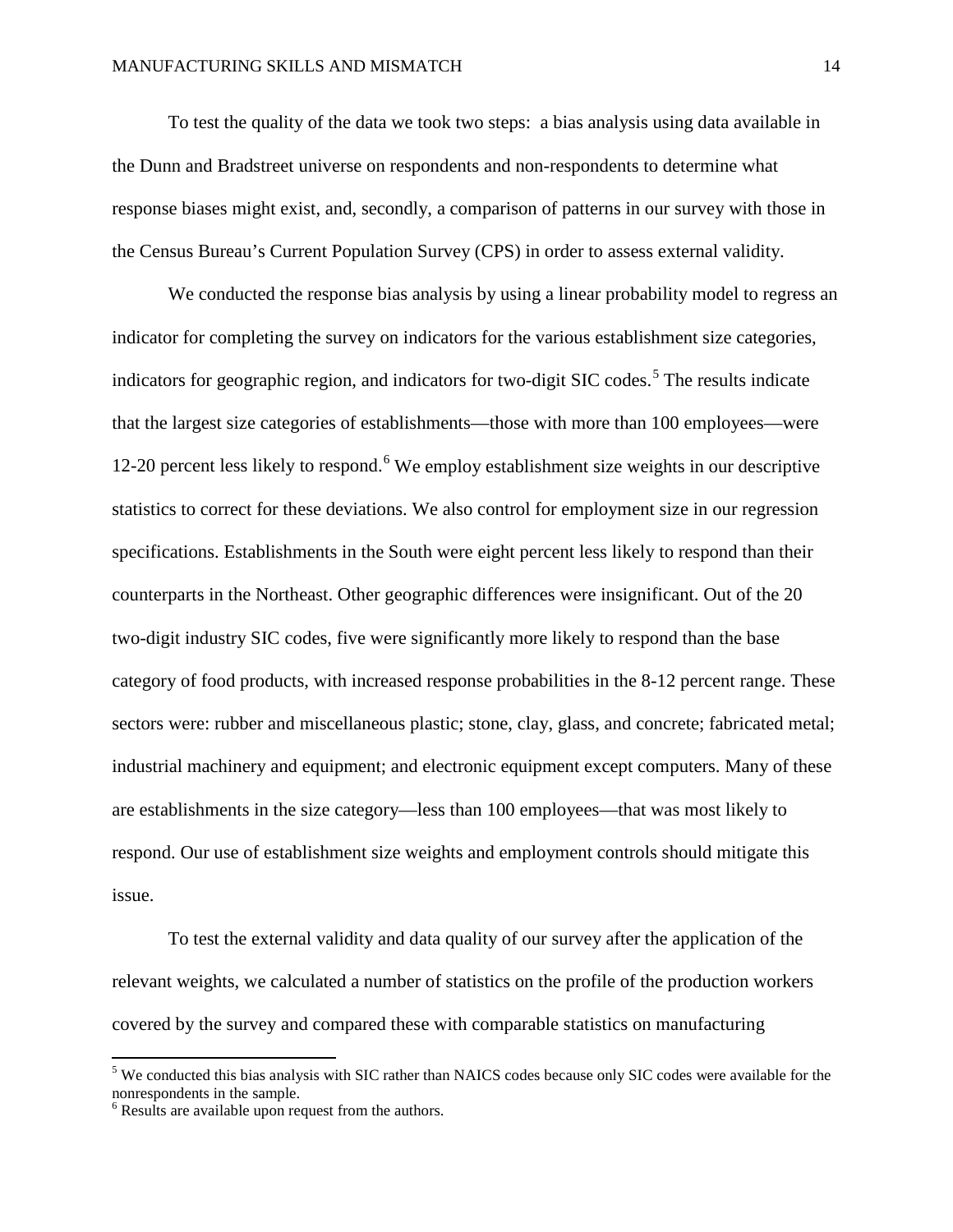To test the quality of the data we took two steps: a bias analysis using data available in the Dunn and Bradstreet universe on respondents and non-respondents to determine what response biases might exist, and, secondly, a comparison of patterns in our survey with those in the Census Bureau's Current Population Survey (CPS) in order to assess external validity.

We conducted the response bias analysis by using a linear probability model to regress an indicator for completing the survey on indicators for the various establishment size categories, indicators for geographic region, and indicators for two-digit SIC codes.[5] The results indicate that the largest size categories of establishments—those with more than 100 employees—were 12-20 percent less likely to respond.[6] We employ establishment size weights in our descriptive statistics to correct for these deviations. We also control for employment size in our regression specifications. Establishments in the South were eight percent less likely to respond than their counterparts in the Northeast. Other geographic differences were insignificant. Out of the 20 two-digit industry SIC codes, five were significantly more likely to respond than the base category of food products, with increased response probabilities in the 8-12 percent range. These sectors were: rubber and miscellaneous plastic; stone, clay, glass, and concrete; fabricated metal; industrial machinery and equipment; and electronic equipment except computers. Many of these are establishments in the size category—less than 100 employees—that was most likely to respond. Our use of establishment size weights and employment controls should mitigate this issue.

To test the external validity and data quality of our survey after the application of the relevant weights, we calculated a number of statistics on the profile of the production workers covered by the survey and compared these with comparable statistics on manufacturing

---

[5] We conducted this bias analysis with SIC rather than NAICS codes because only SIC codes were available for the nonrespondents in the sample.

[6] Results are available upon request from the authors.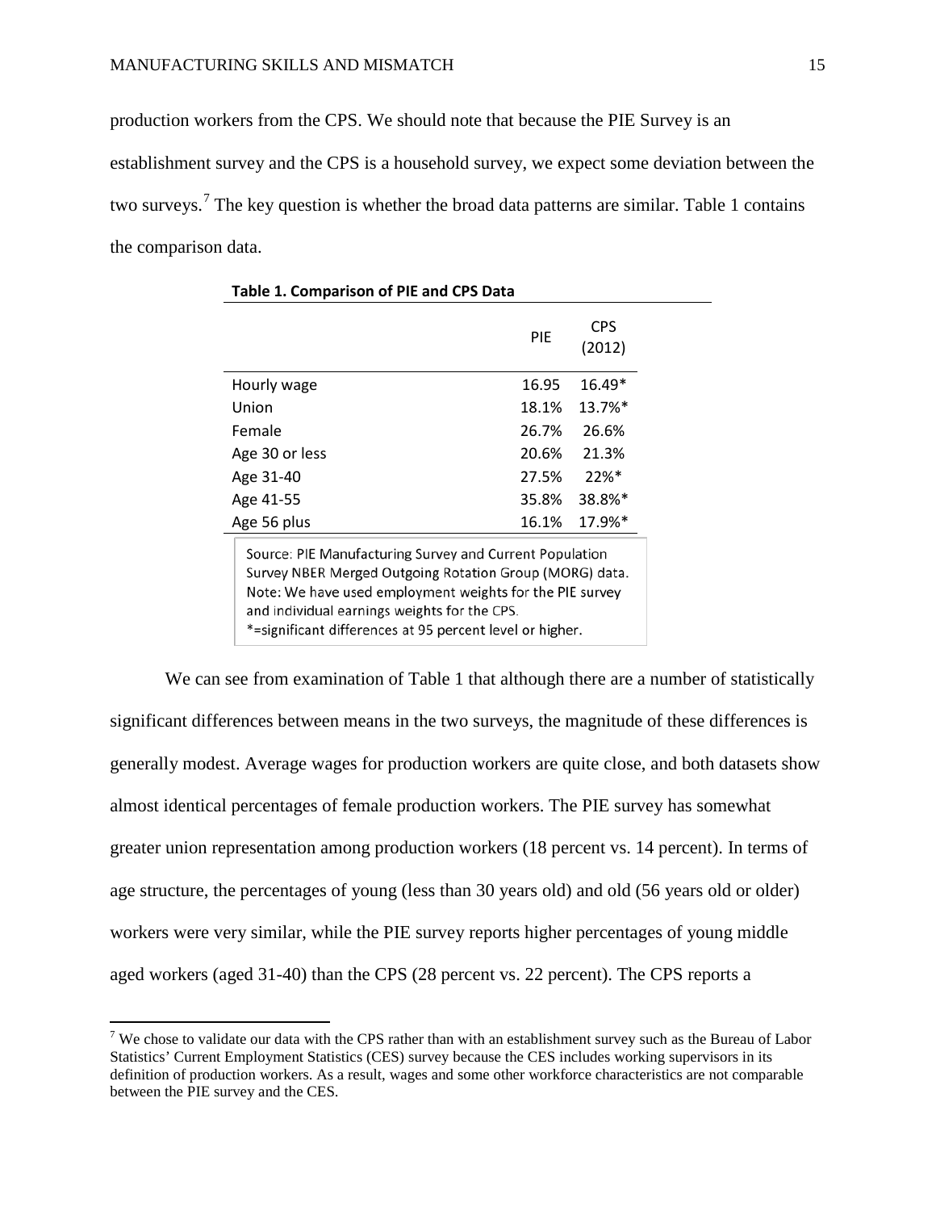production workers from the CPS. We should note that because the PIE Survey is an establishment survey and the CPS is a household survey, we expect some deviation between the two surveys.[7] The key question is whether the broad data patterns are similar. Table 1 contains the comparison data.

**Table 1. Comparison of PIE and CPS Data**

| | PIE | CPS (2012) |
|---|---|---|
| Hourly wage | 16.95 | 16.49* |
| Union | 18.1% | 13.7%* |
| Female | 26.7% | 26.6% |
| Age 30 or less | 20.6% | 21.3% |
| Age 31-40 | 27.5% | 22%* |
| Age 41-55 | 35.8% | 38.8%* |
| Age 56 plus | 16.1% | 17.9%* |

Source: PIE Manufacturing Survey and Current Population Survey NBER Merged Outgoing Rotation Group (MORG) data.
Note: We have used employment weights for the PIE survey and individual earnings weights for the CPS.
*=significant differences at 95 percent level or higher.

We can see from examination of Table 1 that although there are a number of statistically significant differences between means in the two surveys, the magnitude of these differences is generally modest. Average wages for production workers are quite close, and both datasets show almost identical percentages of female production workers. The PIE survey has somewhat greater union representation among production workers (18 percent vs. 14 percent). In terms of age structure, the percentages of young (less than 30 years old) and old (56 years old or older) workers were very similar, while the PIE survey reports higher percentages of young middle aged workers (aged 31-40) than the CPS (28 percent vs. 22 percent). The CPS reports a

[7] We chose to validate our data with the CPS rather than with an establishment survey such as the Bureau of Labor Statistics' Current Employment Statistics (CES) survey because the CES includes working supervisors in its definition of production workers. As a result, wages and some other workforce characteristics are not comparable between the PIE survey and the CES.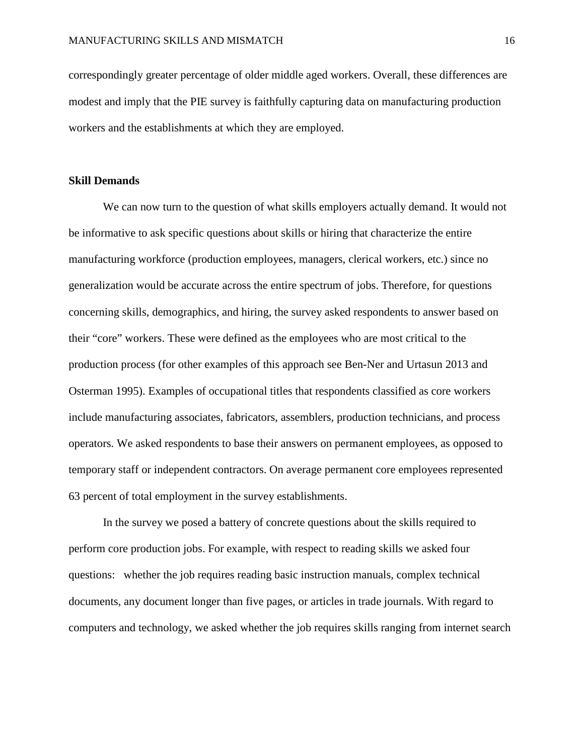correspondingly greater percentage of older middle aged workers. Overall, these differences are modest and imply that the PIE survey is faithfully capturing data on manufacturing production workers and the establishments at which they are employed.

**Skill Demands**

We can now turn to the question of what skills employers actually demand. It would not be informative to ask specific questions about skills or hiring that characterize the entire manufacturing workforce (production employees, managers, clerical workers, etc.) since no generalization would be accurate across the entire spectrum of jobs. Therefore, for questions concerning skills, demographics, and hiring, the survey asked respondents to answer based on their "core" workers. These were defined as the employees who are most critical to the production process (for other examples of this approach see Ben-Ner and Urtasun 2013 and Osterman 1995). Examples of occupational titles that respondents classified as core workers include manufacturing associates, fabricators, assemblers, production technicians, and process operators. We asked respondents to base their answers on permanent employees, as opposed to temporary staff or independent contractors. On average permanent core employees represented 63 percent of total employment in the survey establishments.

In the survey we posed a battery of concrete questions about the skills required to perform core production jobs. For example, with respect to reading skills we asked four questions: whether the job requires reading basic instruction manuals, complex technical documents, any document longer than five pages, or articles in trade journals. With regard to computers and technology, we asked whether the job requires skills ranging from internet search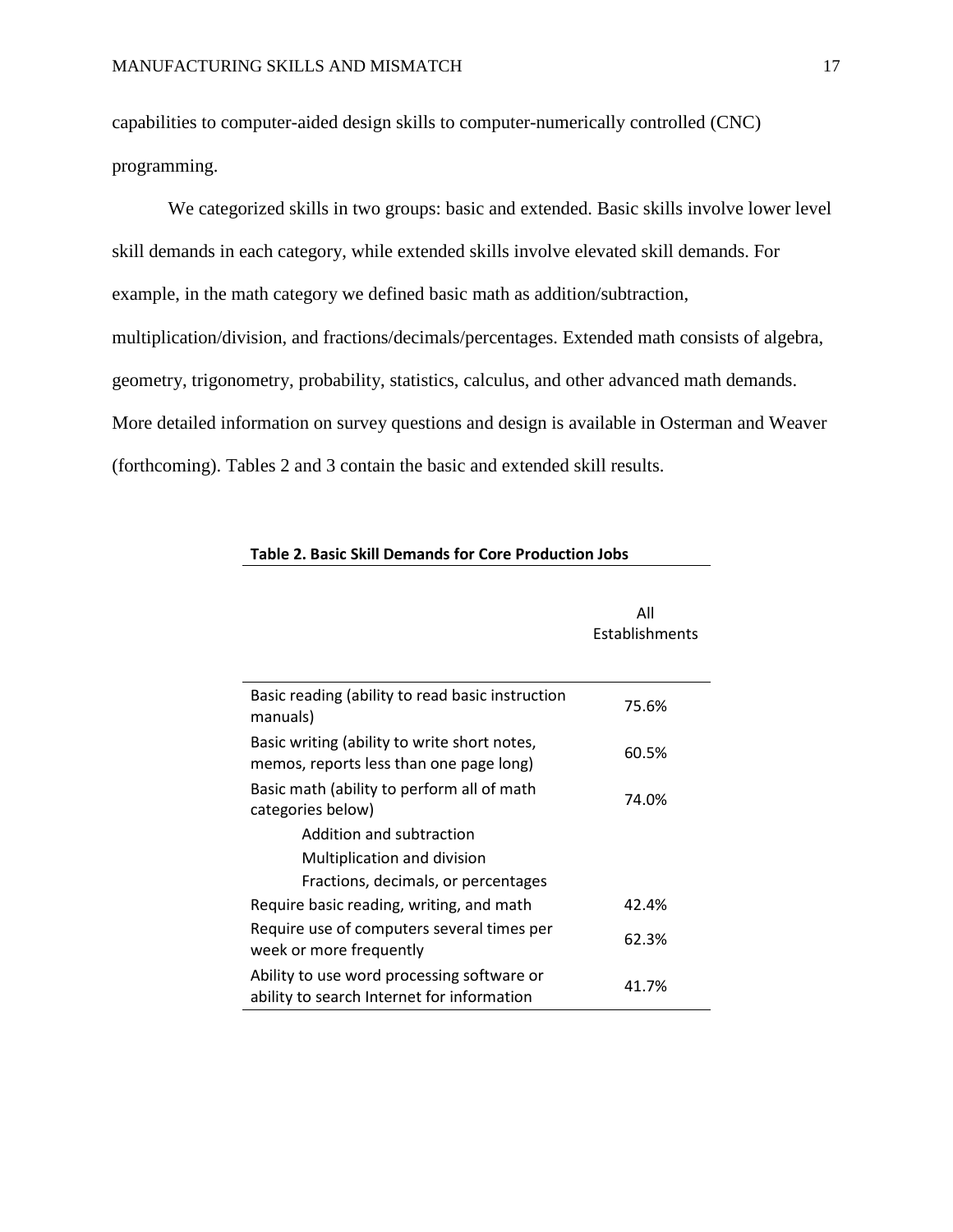capabilities to computer-aided design skills to computer-numerically controlled (CNC) programming.

We categorized skills in two groups: basic and extended. Basic skills involve lower level skill demands in each category, while extended skills involve elevated skill demands. For example, in the math category we defined basic math as addition/subtraction, multiplication/division, and fractions/decimals/percentages. Extended math consists of algebra, geometry, trigonometry, probability, statistics, calculus, and other advanced math demands. More detailed information on survey questions and design is available in Osterman and Weaver (forthcoming). Tables 2 and 3 contain the basic and extended skill results.

**Table 2. Basic Skill Demands for Core Production Jobs**

| | All Establishments |
|---|---|
| Basic reading (ability to read basic instruction manuals) | 75.6% |
| Basic writing (ability to write short notes, memos, reports less than one page long) | 60.5% |
| Basic math (ability to perform all of math categories below) | 74.0% |
| Addition and subtraction | |
| Multiplication and division | |
| Fractions, decimals, or percentages | |
| Require basic reading, writing, and math | 42.4% |
| Require use of computers several times per week or more frequently | 62.3% |
| Ability to use word processing software or ability to search Internet for information | 41.7% |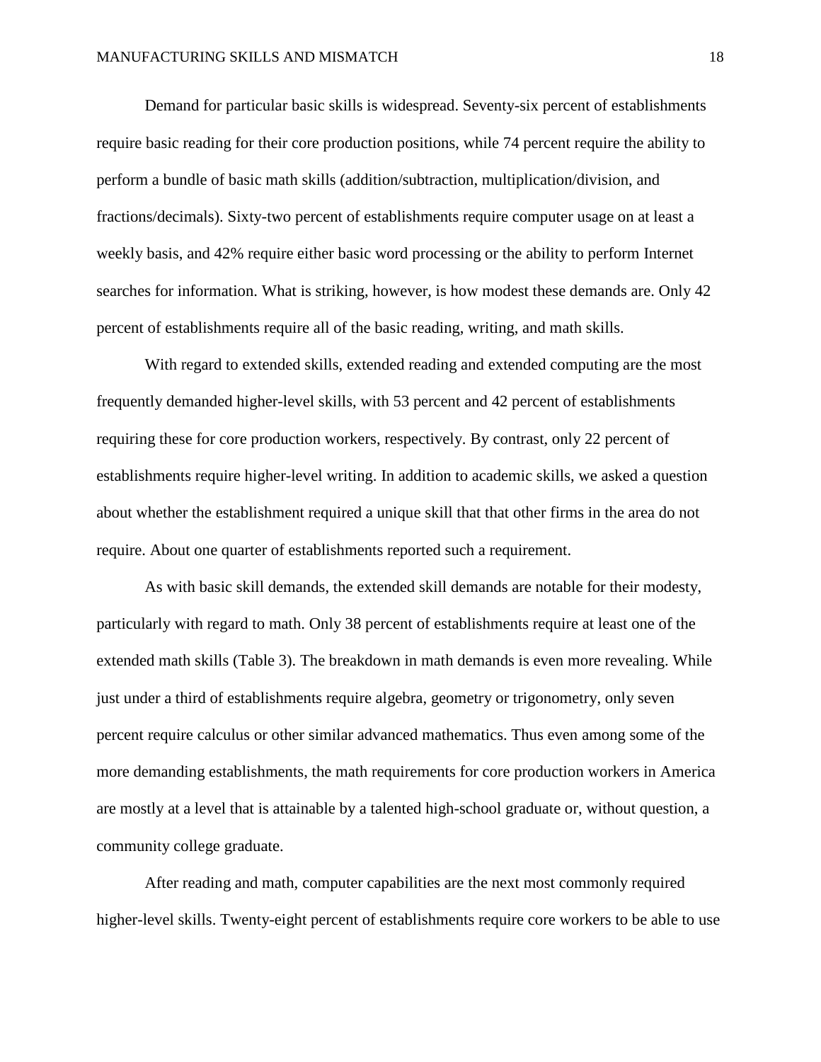Demand for particular basic skills is widespread. Seventy-six percent of establishments require basic reading for their core production positions, while 74 percent require the ability to perform a bundle of basic math skills (addition/subtraction, multiplication/division, and fractions/decimals). Sixty-two percent of establishments require computer usage on at least a weekly basis, and 42% require either basic word processing or the ability to perform Internet searches for information. What is striking, however, is how modest these demands are. Only 42 percent of establishments require all of the basic reading, writing, and math skills.

With regard to extended skills, extended reading and extended computing are the most frequently demanded higher-level skills, with 53 percent and 42 percent of establishments requiring these for core production workers, respectively. By contrast, only 22 percent of establishments require higher-level writing. In addition to academic skills, we asked a question about whether the establishment required a unique skill that that other firms in the area do not require. About one quarter of establishments reported such a requirement.

As with basic skill demands, the extended skill demands are notable for their modesty, particularly with regard to math. Only 38 percent of establishments require at least one of the extended math skills (Table 3). The breakdown in math demands is even more revealing. While just under a third of establishments require algebra, geometry or trigonometry, only seven percent require calculus or other similar advanced mathematics. Thus even among some of the more demanding establishments, the math requirements for core production workers in America are mostly at a level that is attainable by a talented high-school graduate or, without question, a community college graduate.

After reading and math, computer capabilities are the next most commonly required higher-level skills. Twenty-eight percent of establishments require core workers to be able to use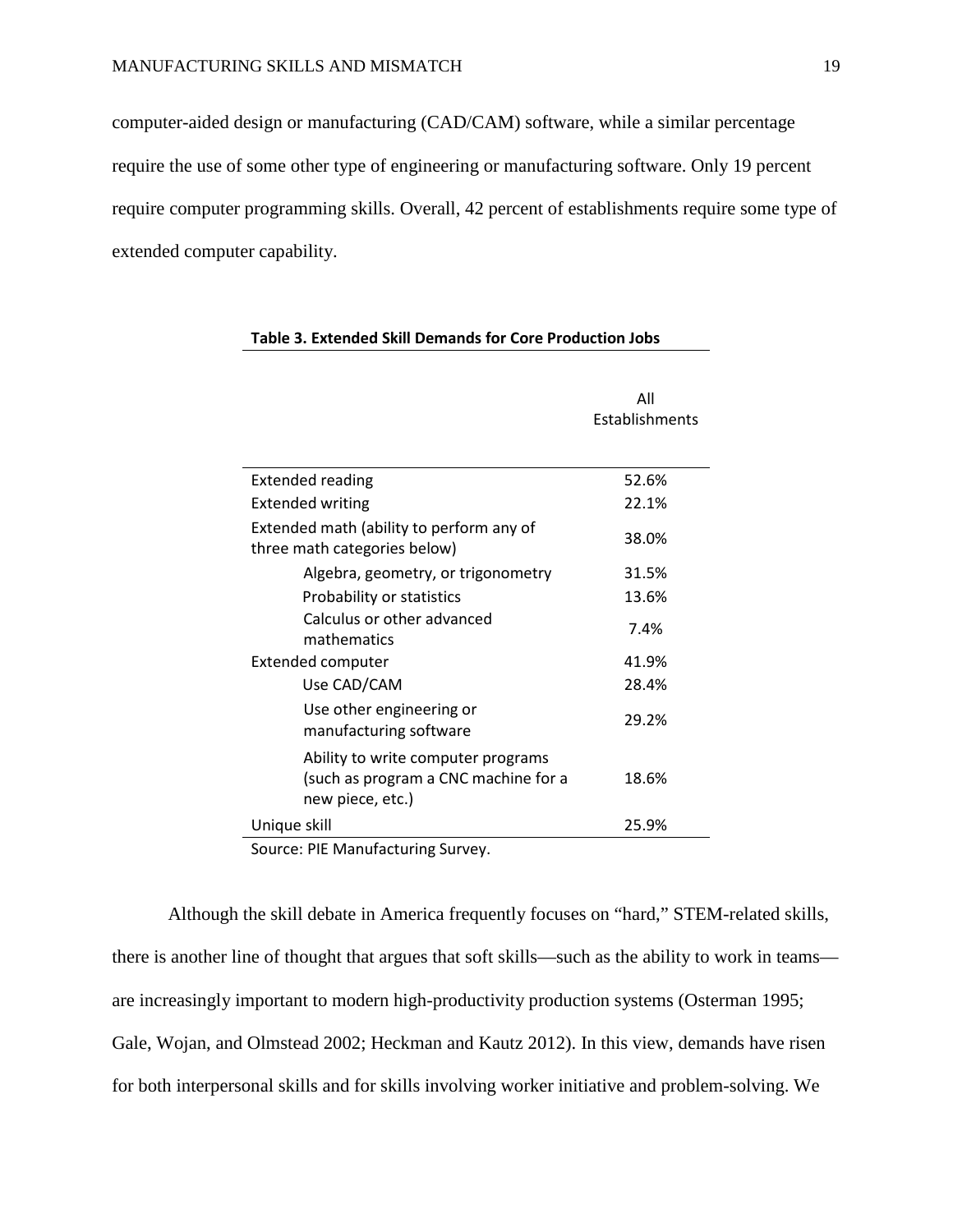computer-aided design or manufacturing (CAD/CAM) software, while a similar percentage require the use of some other type of engineering or manufacturing software. Only 19 percent require computer programming skills. Overall, 42 percent of establishments require some type of extended computer capability.

**Table 3. Extended Skill Demands for Core Production Jobs**

| | All Establishments |
|---|---|
| Extended reading | 52.6% |
| Extended writing | 22.1% |
| Extended math (ability to perform any of three math categories below) | 38.0% |
| Algebra, geometry, or trigonometry | 31.5% |
| Probability or statistics | 13.6% |
| Calculus or other advanced mathematics | 7.4% |
| Extended computer | 41.9% |
| Use CAD/CAM | 28.4% |
| Use other engineering or manufacturing software | 29.2% |
| Ability to write computer programs (such as program a CNC machine for a new piece, etc.) | 18.6% |
| Unique skill | 25.9% |

Source: PIE Manufacturing Survey.

Although the skill debate in America frequently focuses on "hard," STEM-related skills, there is another line of thought that argues that soft skills—such as the ability to work in teams—are increasingly important to modern high-productivity production systems (Osterman 1995; Gale, Wojan, and Olmstead 2002; Heckman and Kautz 2012). In this view, demands have risen for both interpersonal skills and for skills involving worker initiative and problem-solving. We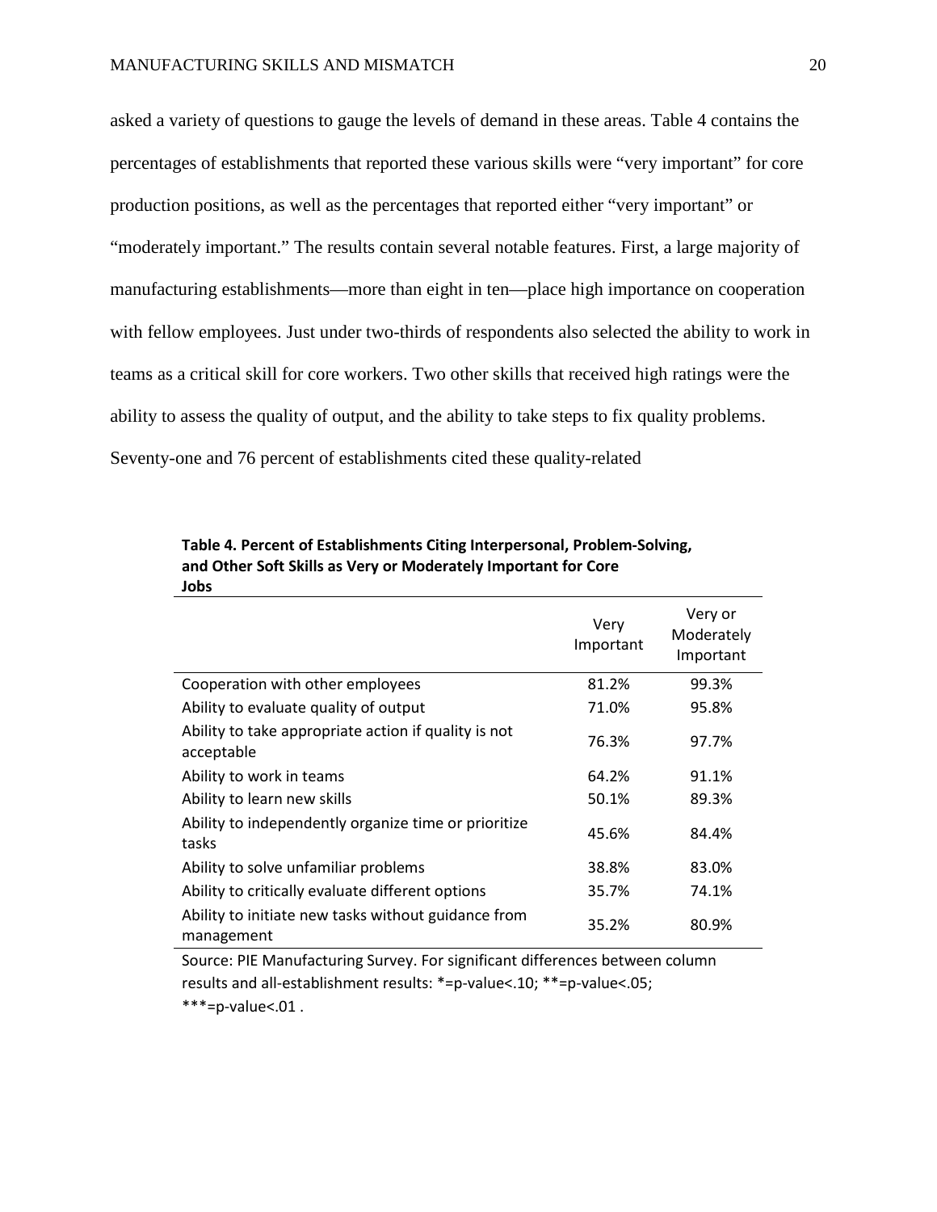asked a variety of questions to gauge the levels of demand in these areas. Table 4 contains the percentages of establishments that reported these various skills were "very important" for core production positions, as well as the percentages that reported either "very important" or "moderately important." The results contain several notable features. First, a large majority of manufacturing establishments—more than eight in ten—place high importance on cooperation with fellow employees. Just under two-thirds of respondents also selected the ability to work in teams as a critical skill for core workers. Two other skills that received high ratings were the ability to assess the quality of output, and the ability to take steps to fix quality problems. Seventy-one and 76 percent of establishments cited these quality-related

**Table 4. Percent of Establishments Citing Interpersonal, Problem-Solving, and Other Soft Skills as Very or Moderately Important for Core Jobs**

| | Very Important | Very or Moderately Important |
|---|---|---|
| Cooperation with other employees | 81.2% | 99.3% |
| Ability to evaluate quality of output | 71.0% | 95.8% |
| Ability to take appropriate action if quality is not acceptable | 76.3% | 97.7% |
| Ability to work in teams | 64.2% | 91.1% |
| Ability to learn new skills | 50.1% | 89.3% |
| Ability to independently organize time or prioritize tasks | 45.6% | 84.4% |
| Ability to solve unfamiliar problems | 38.8% | 83.0% |
| Ability to critically evaluate different options | 35.7% | 74.1% |
| Ability to initiate new tasks without guidance from management | 35.2% | 80.9% |

Source: PIE Manufacturing Survey. For significant differences between column results and all-establishment results: *=p-value<.10; **=p-value<.05; ***=p-value<.01 .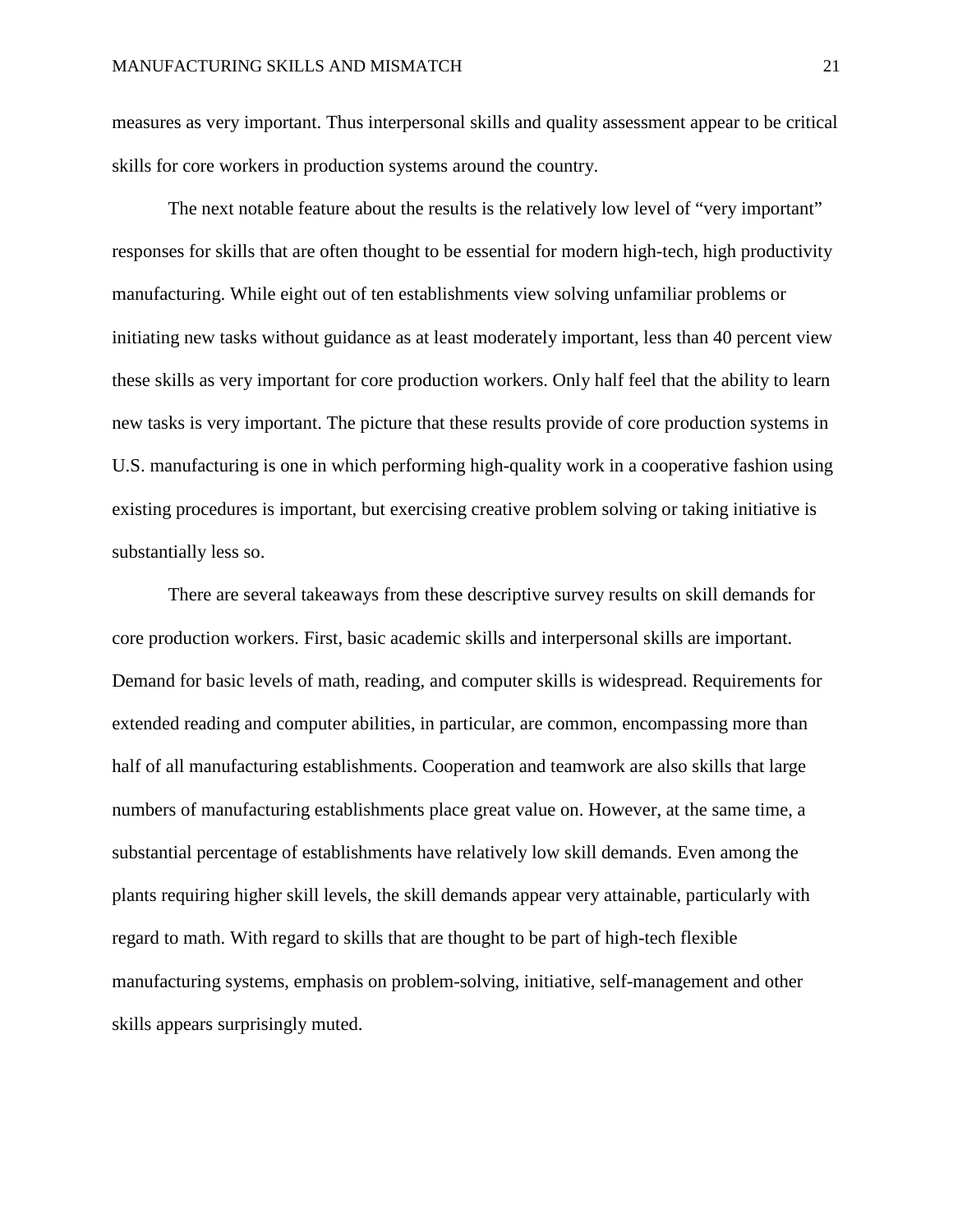measures as very important. Thus interpersonal skills and quality assessment appear to be critical skills for core workers in production systems around the country.

The next notable feature about the results is the relatively low level of "very important" responses for skills that are often thought to be essential for modern high-tech, high productivity manufacturing. While eight out of ten establishments view solving unfamiliar problems or initiating new tasks without guidance as at least moderately important, less than 40 percent view these skills as very important for core production workers. Only half feel that the ability to learn new tasks is very important. The picture that these results provide of core production systems in U.S. manufacturing is one in which performing high-quality work in a cooperative fashion using existing procedures is important, but exercising creative problem solving or taking initiative is substantially less so.

There are several takeaways from these descriptive survey results on skill demands for core production workers. First, basic academic skills and interpersonal skills are important. Demand for basic levels of math, reading, and computer skills is widespread. Requirements for extended reading and computer abilities, in particular, are common, encompassing more than half of all manufacturing establishments. Cooperation and teamwork are also skills that large numbers of manufacturing establishments place great value on. However, at the same time, a substantial percentage of establishments have relatively low skill demands. Even among the plants requiring higher skill levels, the skill demands appear very attainable, particularly with regard to math. With regard to skills that are thought to be part of high-tech flexible manufacturing systems, emphasis on problem-solving, initiative, self-management and other skills appears surprisingly muted.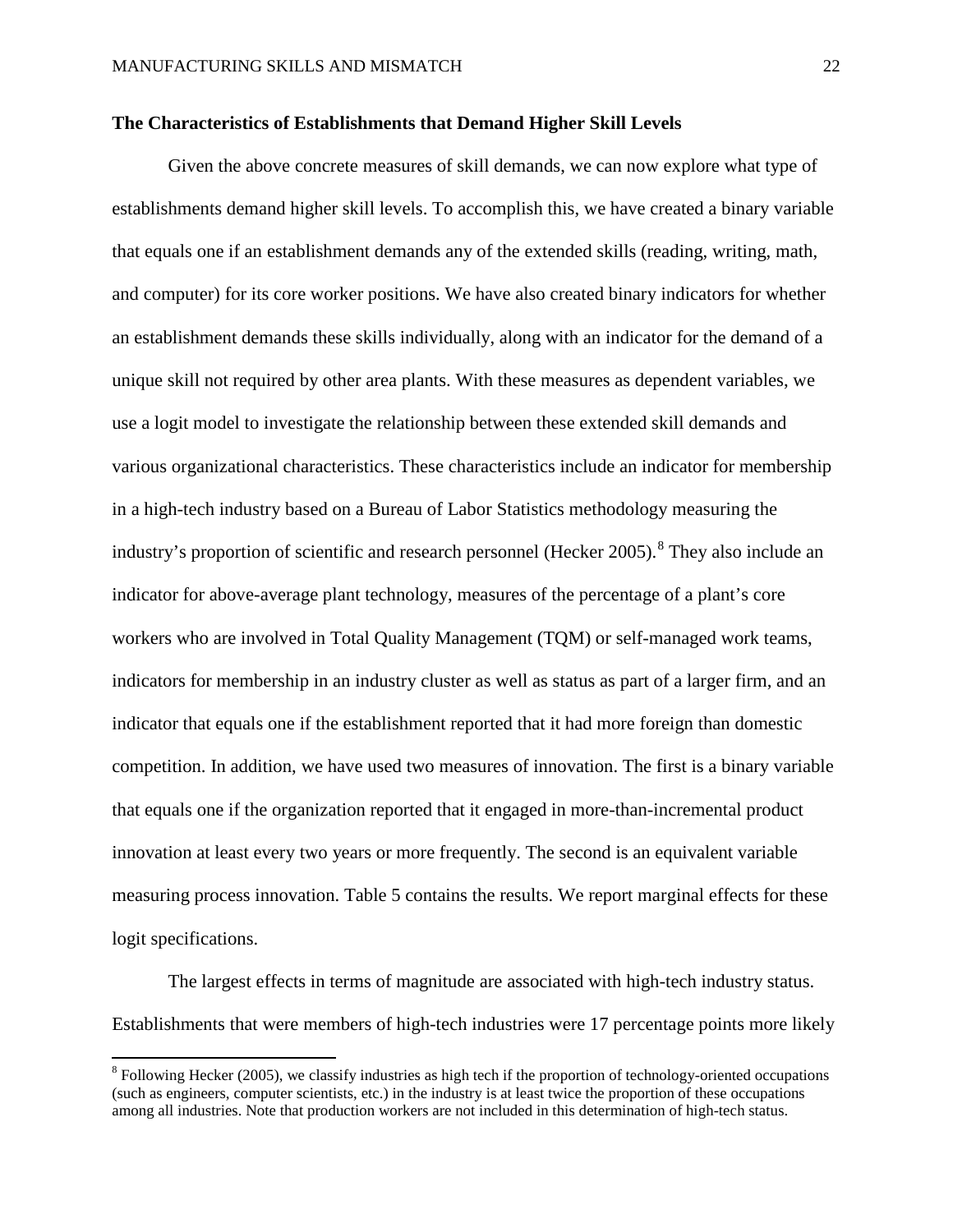### The Characteristics of Establishments that Demand Higher Skill Levels

Given the above concrete measures of skill demands, we can now explore what type of establishments demand higher skill levels. To accomplish this, we have created a binary variable that equals one if an establishment demands any of the extended skills (reading, writing, math, and computer) for its core worker positions. We have also created binary indicators for whether an establishment demands these skills individually, along with an indicator for the demand of a unique skill not required by other area plants. With these measures as dependent variables, we use a logit model to investigate the relationship between these extended skill demands and various organizational characteristics. These characteristics include an indicator for membership in a high-tech industry based on a Bureau of Labor Statistics methodology measuring the industry's proportion of scientific and research personnel (Hecker 2005).[8] They also include an indicator for above-average plant technology, measures of the percentage of a plant's core workers who are involved in Total Quality Management (TQM) or self-managed work teams, indicators for membership in an industry cluster as well as status as part of a larger firm, and an indicator that equals one if the establishment reported that it had more foreign than domestic competition. In addition, we have used two measures of innovation. The first is a binary variable that equals one if the organization reported that it engaged in more-than-incremental product innovation at least every two years or more frequently. The second is an equivalent variable measuring process innovation. Table 5 contains the results. We report marginal effects for these logit specifications.

The largest effects in terms of magnitude are associated with high-tech industry status. Establishments that were members of high-tech industries were 17 percentage points more likely

[8] Following Hecker (2005), we classify industries as high tech if the proportion of technology-oriented occupations (such as engineers, computer scientists, etc.) in the industry is at least twice the proportion of these occupations among all industries. Note that production workers are not included in this determination of high-tech status.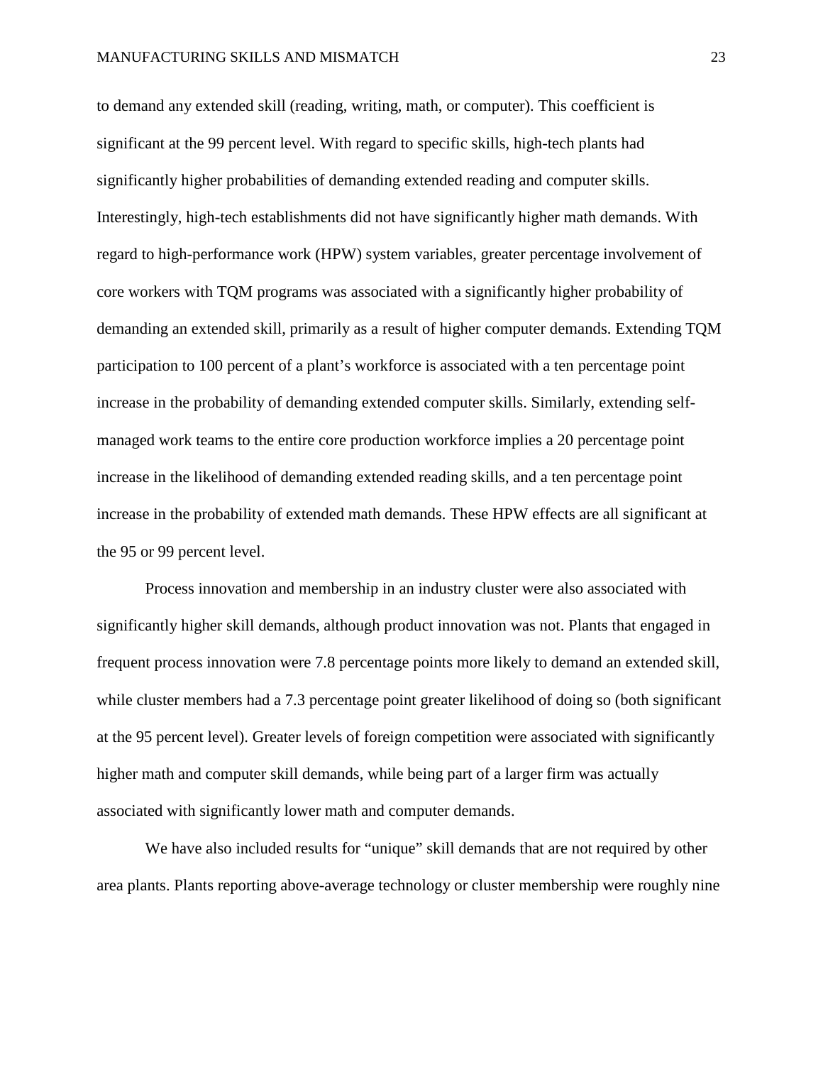to demand any extended skill (reading, writing, math, or computer). This coefficient is significant at the 99 percent level. With regard to specific skills, high-tech plants had significantly higher probabilities of demanding extended reading and computer skills. Interestingly, high-tech establishments did not have significantly higher math demands. With regard to high-performance work (HPW) system variables, greater percentage involvement of core workers with TQM programs was associated with a significantly higher probability of demanding an extended skill, primarily as a result of higher computer demands. Extending TQM participation to 100 percent of a plant's workforce is associated with a ten percentage point increase in the probability of demanding extended computer skills. Similarly, extending self-managed work teams to the entire core production workforce implies a 20 percentage point increase in the likelihood of demanding extended reading skills, and a ten percentage point increase in the probability of extended math demands. These HPW effects are all significant at the 95 or 99 percent level.

Process innovation and membership in an industry cluster were also associated with significantly higher skill demands, although product innovation was not. Plants that engaged in frequent process innovation were 7.8 percentage points more likely to demand an extended skill, while cluster members had a 7.3 percentage point greater likelihood of doing so (both significant at the 95 percent level). Greater levels of foreign competition were associated with significantly higher math and computer skill demands, while being part of a larger firm was actually associated with significantly lower math and computer demands.

We have also included results for "unique" skill demands that are not required by other area plants. Plants reporting above-average technology or cluster membership were roughly nine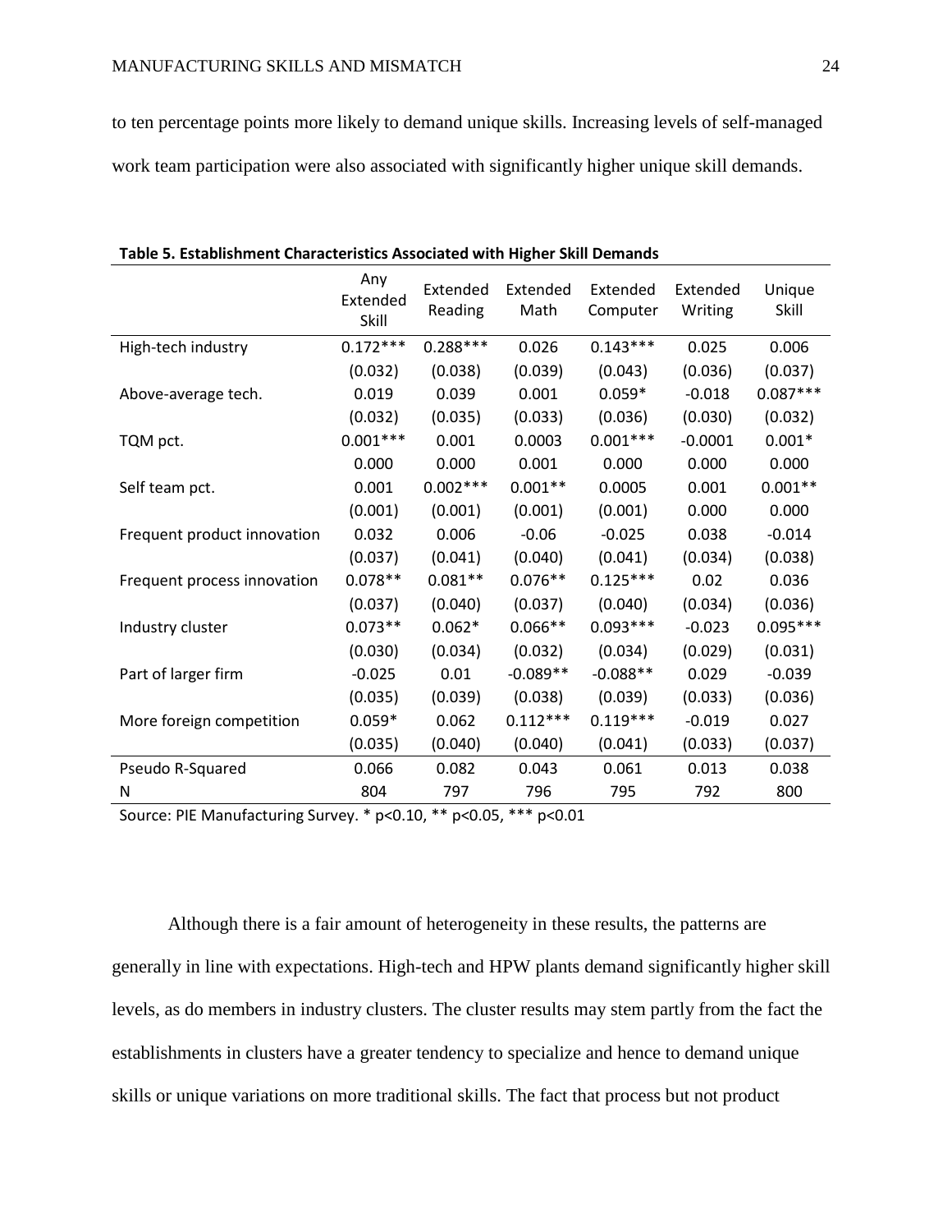to ten percentage points more likely to demand unique skills. Increasing levels of self-managed work team participation were also associated with significantly higher unique skill demands.

**Table 5. Establishment Characteristics Associated with Higher Skill Demands**

| | Any Extended Skill | Extended Reading | Extended Math | Extended Computer | Extended Writing | Unique Skill |
|---|---|---|---|---|---|---|
| High-tech industry | 0.172*** | 0.288*** | 0.026 | 0.143*** | 0.025 | 0.006 |
| | (0.032) | (0.038) | (0.039) | (0.043) | (0.036) | (0.037) |
| Above-average tech. | 0.019 | 0.039 | 0.001 | 0.059* | -0.018 | 0.087*** |
| | (0.032) | (0.035) | (0.033) | (0.036) | (0.030) | (0.032) |
| TQM pct. | 0.001*** | 0.001 | 0.0003 | 0.001*** | -0.0001 | 0.001* |
| | 0.000 | 0.000 | 0.001 | 0.000 | 0.000 | 0.000 |
| Self team pct. | 0.001 | 0.002*** | 0.001** | 0.0005 | 0.001 | 0.001** |
| | (0.001) | (0.001) | (0.001) | (0.001) | 0.000 | 0.000 |
| Frequent product innovation | 0.032 | 0.006 | -0.06 | -0.025 | 0.038 | -0.014 |
| | (0.037) | (0.041) | (0.040) | (0.041) | (0.034) | (0.038) |
| Frequent process innovation | 0.078** | 0.081** | 0.076** | 0.125*** | 0.02 | 0.036 |
| | (0.037) | (0.040) | (0.037) | (0.040) | (0.034) | (0.036) |
| Industry cluster | 0.073** | 0.062* | 0.066** | 0.093*** | -0.023 | 0.095*** |
| | (0.030) | (0.034) | (0.032) | (0.034) | (0.029) | (0.031) |
| Part of larger firm | -0.025 | 0.01 | -0.089** | -0.088** | 0.029 | -0.039 |
| | (0.035) | (0.039) | (0.038) | (0.039) | (0.033) | (0.036) |
| More foreign competition | 0.059* | 0.062 | 0.112*** | 0.119*** | -0.019 | 0.027 |
| | (0.035) | (0.040) | (0.040) | (0.041) | (0.033) | (0.037) |
| Pseudo R-Squared | 0.066 | 0.082 | 0.043 | 0.061 | 0.013 | 0.038 |
| N | 804 | 797 | 796 | 795 | 792 | 800 |

Source: PIE Manufacturing Survey. * p<0.10, ** p<0.05, *** p<0.01

Although there is a fair amount of heterogeneity in these results, the patterns are generally in line with expectations. High-tech and HPW plants demand significantly higher skill levels, as do members in industry clusters. The cluster results may stem partly from the fact the establishments in clusters have a greater tendency to specialize and hence to demand unique skills or unique variations on more traditional skills. The fact that process but not product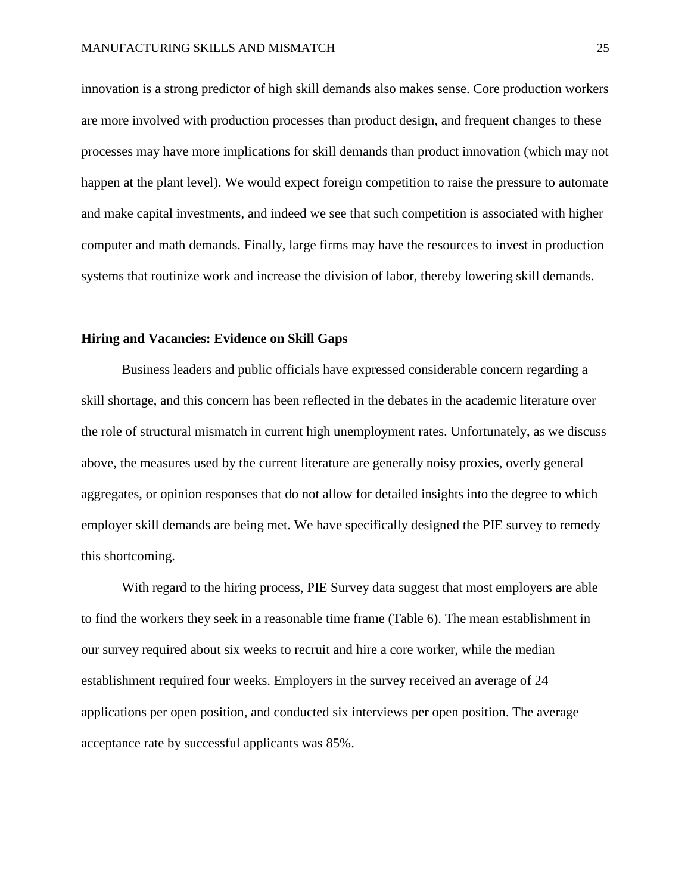innovation is a strong predictor of high skill demands also makes sense. Core production workers are more involved with production processes than product design, and frequent changes to these processes may have more implications for skill demands than product innovation (which may not happen at the plant level). We would expect foreign competition to raise the pressure to automate and make capital investments, and indeed we see that such competition is associated with higher computer and math demands. Finally, large firms may have the resources to invest in production systems that routinize work and increase the division of labor, thereby lowering skill demands.

### Hiring and Vacancies: Evidence on Skill Gaps

Business leaders and public officials have expressed considerable concern regarding a skill shortage, and this concern has been reflected in the debates in the academic literature over the role of structural mismatch in current high unemployment rates. Unfortunately, as we discuss above, the measures used by the current literature are generally noisy proxies, overly general aggregates, or opinion responses that do not allow for detailed insights into the degree to which employer skill demands are being met. We have specifically designed the PIE survey to remedy this shortcoming.

With regard to the hiring process, PIE Survey data suggest that most employers are able to find the workers they seek in a reasonable time frame (Table 6). The mean establishment in our survey required about six weeks to recruit and hire a core worker, while the median establishment required four weeks. Employers in the survey received an average of 24 applications per open position, and conducted six interviews per open position. The average acceptance rate by successful applicants was 85%.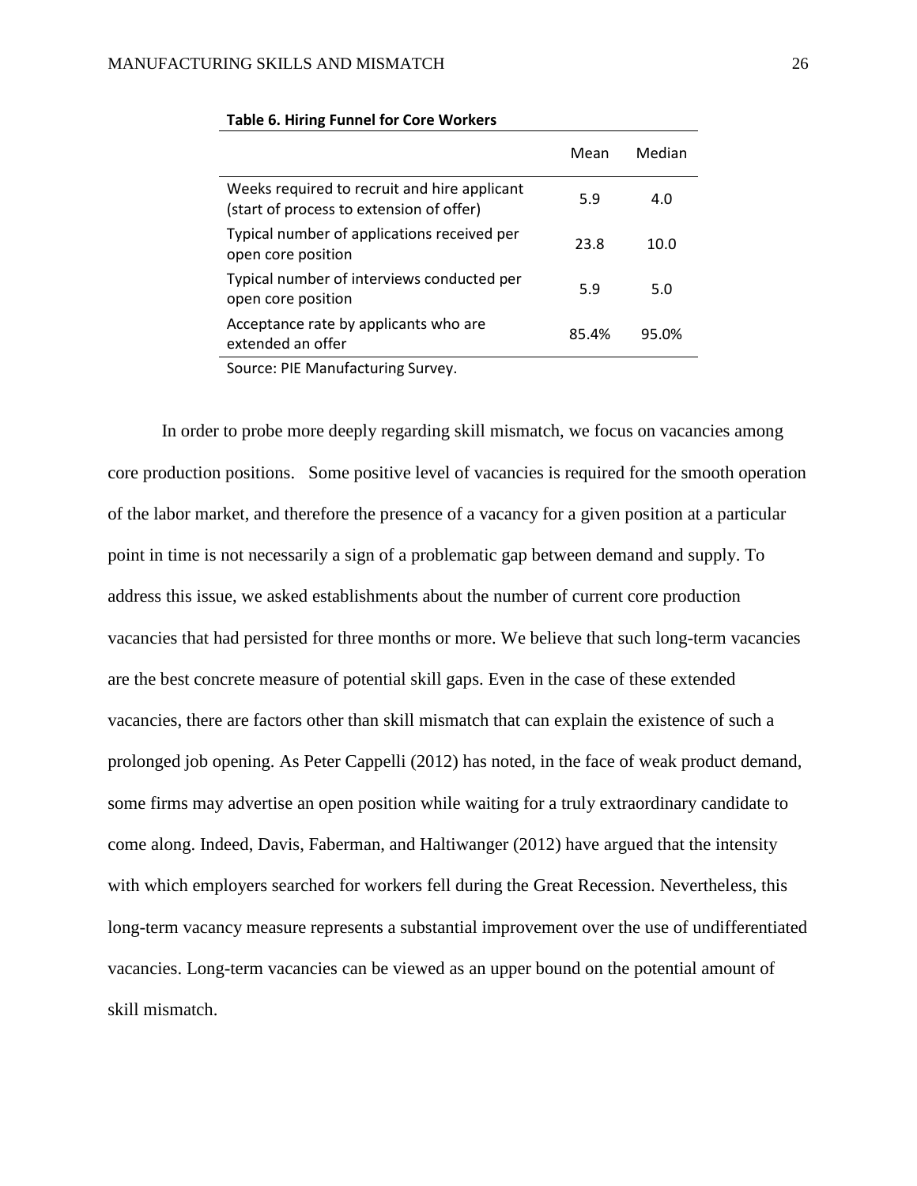**Table 6. Hiring Funnel for Core Workers**

| | Mean | Median |
|---|---|---|
| Weeks required to recruit and hire applicant (start of process to extension of offer) | 5.9 | 4.0 |
| Typical number of applications received per open core position | 23.8 | 10.0 |
| Typical number of interviews conducted per open core position | 5.9 | 5.0 |
| Acceptance rate by applicants who are extended an offer | 85.4% | 95.0% |

Source: PIE Manufacturing Survey.

In order to probe more deeply regarding skill mismatch, we focus on vacancies among core production positions. Some positive level of vacancies is required for the smooth operation of the labor market, and therefore the presence of a vacancy for a given position at a particular point in time is not necessarily a sign of a problematic gap between demand and supply. To address this issue, we asked establishments about the number of current core production vacancies that had persisted for three months or more. We believe that such long-term vacancies are the best concrete measure of potential skill gaps. Even in the case of these extended vacancies, there are factors other than skill mismatch that can explain the existence of such a prolonged job opening. As Peter Cappelli (2012) has noted, in the face of weak product demand, some firms may advertise an open position while waiting for a truly extraordinary candidate to come along. Indeed, Davis, Faberman, and Haltiwanger (2012) have argued that the intensity with which employers searched for workers fell during the Great Recession. Nevertheless, this long-term vacancy measure represents a substantial improvement over the use of undifferentiated vacancies. Long-term vacancies can be viewed as an upper bound on the potential amount of skill mismatch.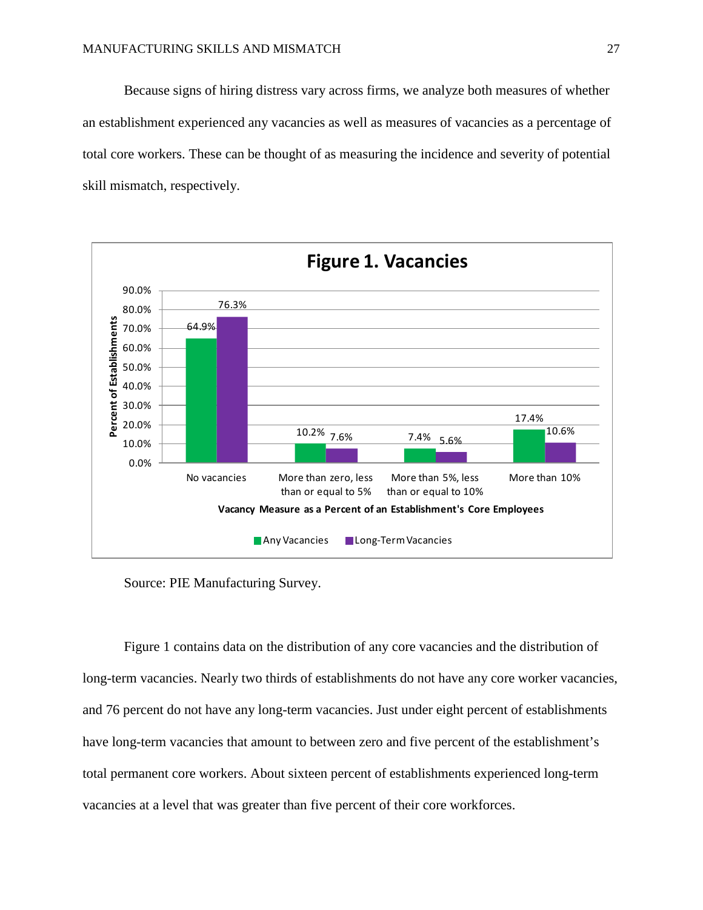Because signs of hiring distress vary across firms, we analyze both measures of whether an establishment experienced any vacancies as well as measures of vacancies as a percentage of total core workers. These can be thought of as measuring the incidence and severity of potential skill mismatch, respectively.

**Figure 1. Vacancies**

| Vacancy Measure as a Percent of an Establishment's Core Employees | Any Vacancies | Long-Term Vacancies |
|---|---|---|
| No vacancies | 64.9% | 76.3% |
| More than zero, less than or equal to 5% | 10.2% | 7.6% |
| More than 5%, less than or equal to 10% | 7.4% | 5.6% |
| More than 10% | 17.4% | 10.6% |

Source: PIE Manufacturing Survey.

Figure 1 contains data on the distribution of any core vacancies and the distribution of long-term vacancies. Nearly two thirds of establishments do not have any core worker vacancies, and 76 percent do not have any long-term vacancies. Just under eight percent of establishments have long-term vacancies that amount to between zero and five percent of the establishment's total permanent core workers. About sixteen percent of establishments experienced long-term vacancies at a level that was greater than five percent of their core workforces.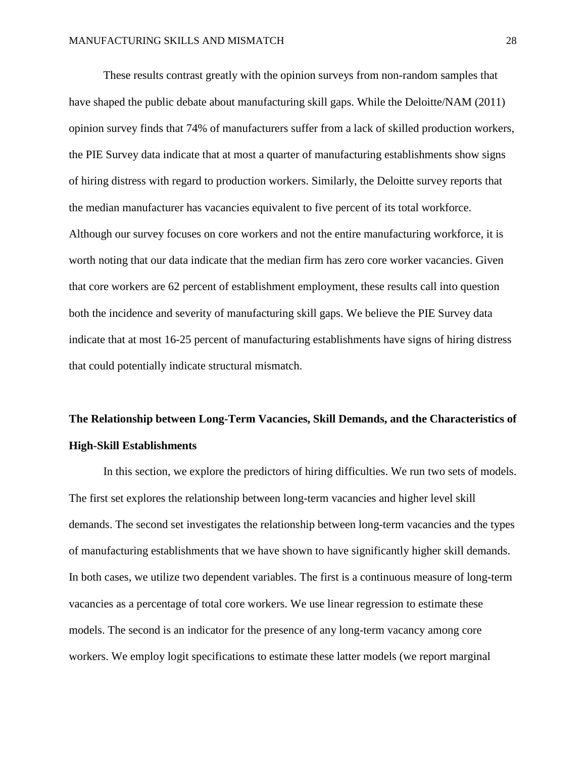These results contrast greatly with the opinion surveys from non-random samples that have shaped the public debate about manufacturing skill gaps. While the Deloitte/NAM (2011) opinion survey finds that 74% of manufacturers suffer from a lack of skilled production workers, the PIE Survey data indicate that at most a quarter of manufacturing establishments show signs of hiring distress with regard to production workers. Similarly, the Deloitte survey reports that the median manufacturer has vacancies equivalent to five percent of its total workforce. Although our survey focuses on core workers and not the entire manufacturing workforce, it is worth noting that our data indicate that the median firm has zero core worker vacancies. Given that core workers are 62 percent of establishment employment, these results call into question both the incidence and severity of manufacturing skill gaps. We believe the PIE Survey data indicate that at most 16-25 percent of manufacturing establishments have signs of hiring distress that could potentially indicate structural mismatch.

## The Relationship between Long-Term Vacancies, Skill Demands, and the Characteristics of High-Skill Establishments

In this section, we explore the predictors of hiring difficulties. We run two sets of models. The first set explores the relationship between long-term vacancies and higher level skill demands. The second set investigates the relationship between long-term vacancies and the types of manufacturing establishments that we have shown to have significantly higher skill demands. In both cases, we utilize two dependent variables. The first is a continuous measure of long-term vacancies as a percentage of total core workers. We use linear regression to estimate these models. The second is an indicator for the presence of any long-term vacancy among core workers. We employ logit specifications to estimate these latter models (we report marginal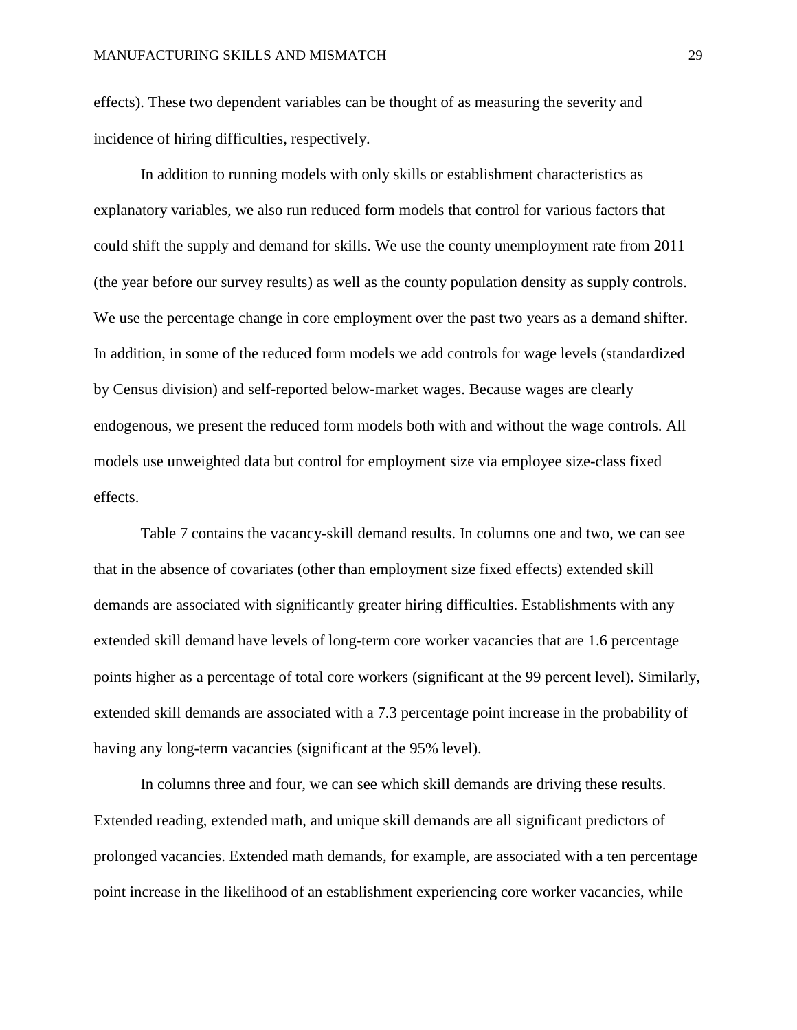effects). These two dependent variables can be thought of as measuring the severity and incidence of hiring difficulties, respectively.

In addition to running models with only skills or establishment characteristics as explanatory variables, we also run reduced form models that control for various factors that could shift the supply and demand for skills. We use the county unemployment rate from 2011 (the year before our survey results) as well as the county population density as supply controls. We use the percentage change in core employment over the past two years as a demand shifter. In addition, in some of the reduced form models we add controls for wage levels (standardized by Census division) and self-reported below-market wages. Because wages are clearly endogenous, we present the reduced form models both with and without the wage controls. All models use unweighted data but control for employment size via employee size-class fixed effects.

Table 7 contains the vacancy-skill demand results. In columns one and two, we can see that in the absence of covariates (other than employment size fixed effects) extended skill demands are associated with significantly greater hiring difficulties. Establishments with any extended skill demand have levels of long-term core worker vacancies that are 1.6 percentage points higher as a percentage of total core workers (significant at the 99 percent level). Similarly, extended skill demands are associated with a 7.3 percentage point increase in the probability of having any long-term vacancies (significant at the 95% level).

In columns three and four, we can see which skill demands are driving these results. Extended reading, extended math, and unique skill demands are all significant predictors of prolonged vacancies. Extended math demands, for example, are associated with a ten percentage point increase in the likelihood of an establishment experiencing core worker vacancies, while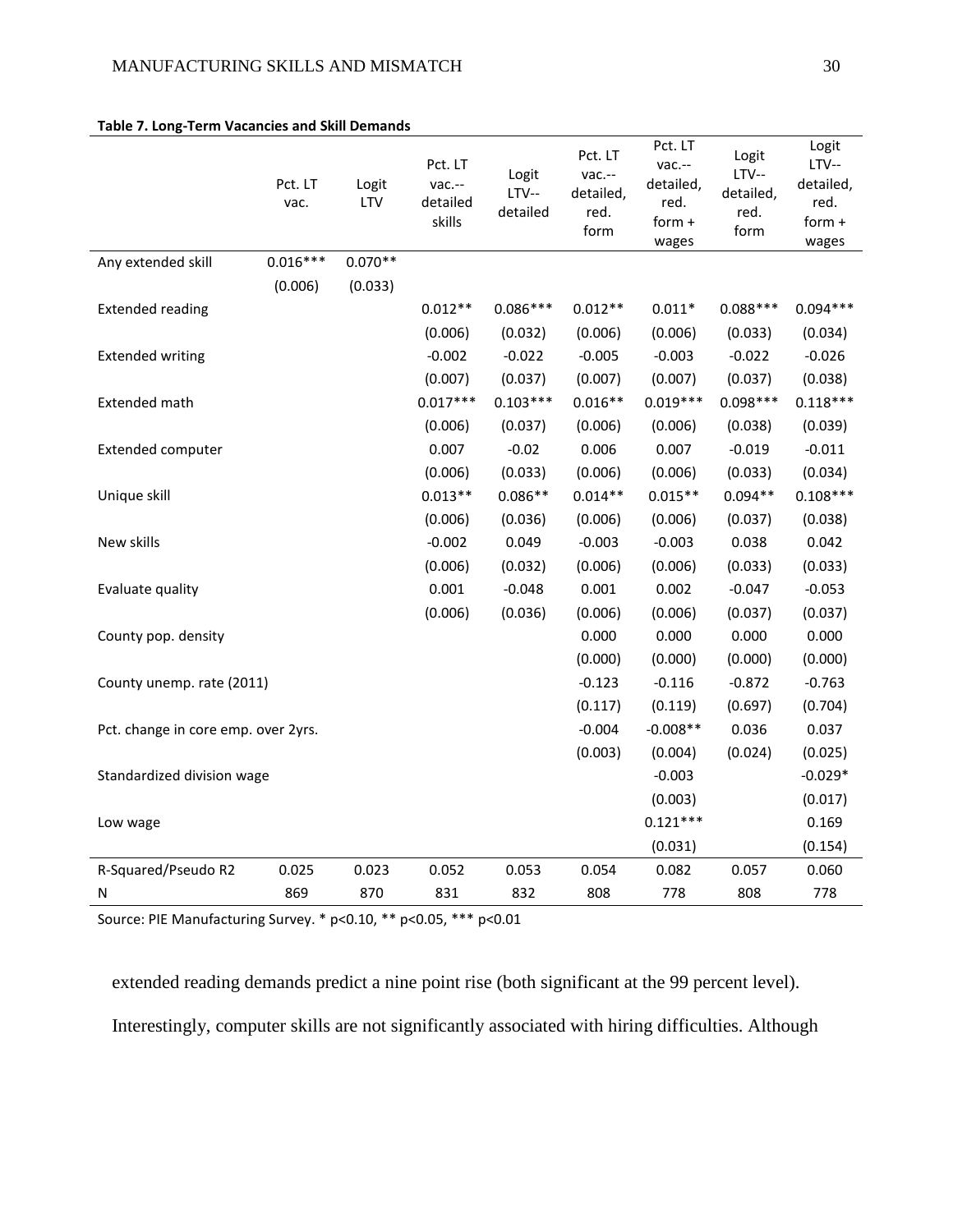**Table 7. Long-Term Vacancies and Skill Demands**

| | Pct. LT vac. | Logit LTV | Pct. LT vac.--detailed skills | Logit LTV--detailed | Pct. LT vac.--detailed, red. form | Pct. LT vac.--detailed, red. form + wages | Logit LTV--detailed, red. form | Logit LTV--detailed, red. form + wages |
|---|---|---|---|---|---|---|---|---|
| Any extended skill | 0.016*** | 0.070** | | | | | | |
| | (0.006) | (0.033) | | | | | | |
| Extended reading | | | 0.012** | 0.086*** | 0.012** | 0.011* | 0.088*** | 0.094*** |
| | | | (0.006) | (0.032) | (0.006) | (0.006) | (0.033) | (0.034) |
| Extended writing | | | -0.002 | -0.022 | -0.005 | -0.003 | -0.022 | -0.026 |
| | | | (0.007) | (0.037) | (0.007) | (0.007) | (0.037) | (0.038) |
| Extended math | | | 0.017*** | 0.103*** | 0.016** | 0.019*** | 0.098*** | 0.118*** |
| | | | (0.006) | (0.037) | (0.006) | (0.006) | (0.038) | (0.039) |
| Extended computer | | | 0.007 | -0.02 | 0.006 | 0.007 | -0.019 | -0.011 |
| | | | (0.006) | (0.033) | (0.006) | (0.006) | (0.033) | (0.034) |
| Unique skill | | | 0.013** | 0.086** | 0.014** | 0.015** | 0.094** | 0.108*** |
| | | | (0.006) | (0.036) | (0.006) | (0.006) | (0.037) | (0.038) |
| New skills | | | -0.002 | 0.049 | -0.003 | -0.003 | 0.038 | 0.042 |
| | | | (0.006) | (0.032) | (0.006) | (0.006) | (0.033) | (0.033) |
| Evaluate quality | | | 0.001 | -0.048 | 0.001 | 0.002 | -0.047 | -0.053 |
| | | | (0.006) | (0.036) | (0.006) | (0.006) | (0.037) | (0.037) |
| County pop. density | | | | | 0.000 | 0.000 | 0.000 | 0.000 |
| | | | | | (0.000) | (0.000) | (0.000) | (0.000) |
| County unemp. rate (2011) | | | | | -0.123 | -0.116 | -0.872 | -0.763 |
| | | | | | (0.117) | (0.119) | (0.697) | (0.704) |
| Pct. change in core emp. over 2yrs. | | | | | -0.004 | -0.008** | 0.036 | 0.037 |
| | | | | | (0.003) | (0.004) | (0.024) | (0.025) |
| Standardized division wage | | | | | | -0.003 | | -0.029* |
| | | | | | | (0.003) | | (0.017) |
| Low wage | | | | | | 0.121*** | | 0.169 |
| | | | | | | (0.031) | | (0.154) |
| R-Squared/Pseudo R2 | 0.025 | 0.023 | 0.052 | 0.053 | 0.054 | 0.082 | 0.057 | 0.060 |
| N | 869 | 870 | 831 | 832 | 808 | 778 | 808 | 778 |

Source: PIE Manufacturing Survey. * p<0.10, ** p<0.05, *** p<0.01

extended reading demands predict a nine point rise (both significant at the 99 percent level). Interestingly, computer skills are not significantly associated with hiring difficulties. Although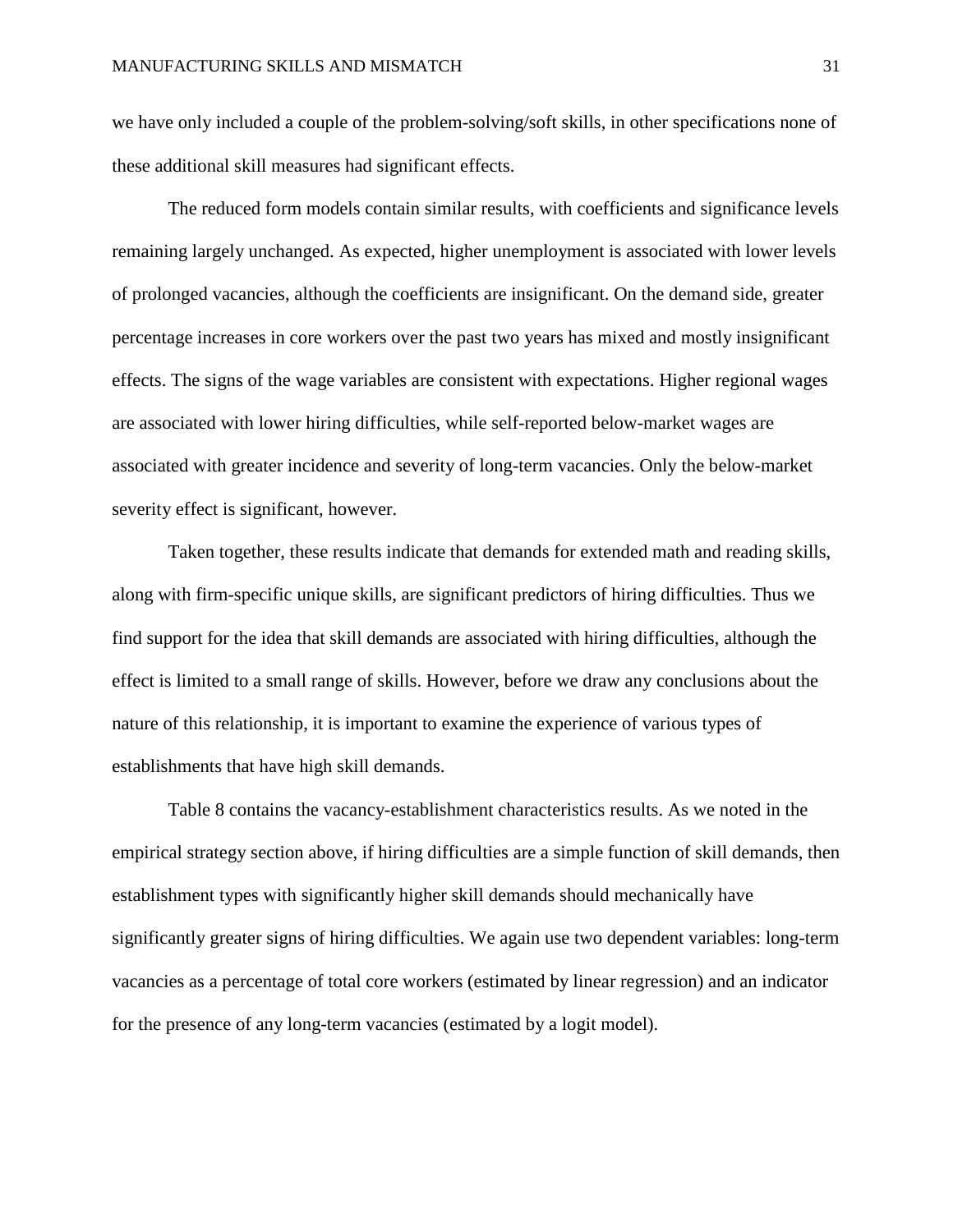we have only included a couple of the problem-solving/soft skills, in other specifications none of these additional skill measures had significant effects.

The reduced form models contain similar results, with coefficients and significance levels remaining largely unchanged. As expected, higher unemployment is associated with lower levels of prolonged vacancies, although the coefficients are insignificant. On the demand side, greater percentage increases in core workers over the past two years has mixed and mostly insignificant effects. The signs of the wage variables are consistent with expectations. Higher regional wages are associated with lower hiring difficulties, while self-reported below-market wages are associated with greater incidence and severity of long-term vacancies. Only the below-market severity effect is significant, however.

Taken together, these results indicate that demands for extended math and reading skills, along with firm-specific unique skills, are significant predictors of hiring difficulties. Thus we find support for the idea that skill demands are associated with hiring difficulties, although the effect is limited to a small range of skills. However, before we draw any conclusions about the nature of this relationship, it is important to examine the experience of various types of establishments that have high skill demands.

Table 8 contains the vacancy-establishment characteristics results. As we noted in the empirical strategy section above, if hiring difficulties are a simple function of skill demands, then establishment types with significantly higher skill demands should mechanically have significantly greater signs of hiring difficulties. We again use two dependent variables: long-term vacancies as a percentage of total core workers (estimated by linear regression) and an indicator for the presence of any long-term vacancies (estimated by a logit model).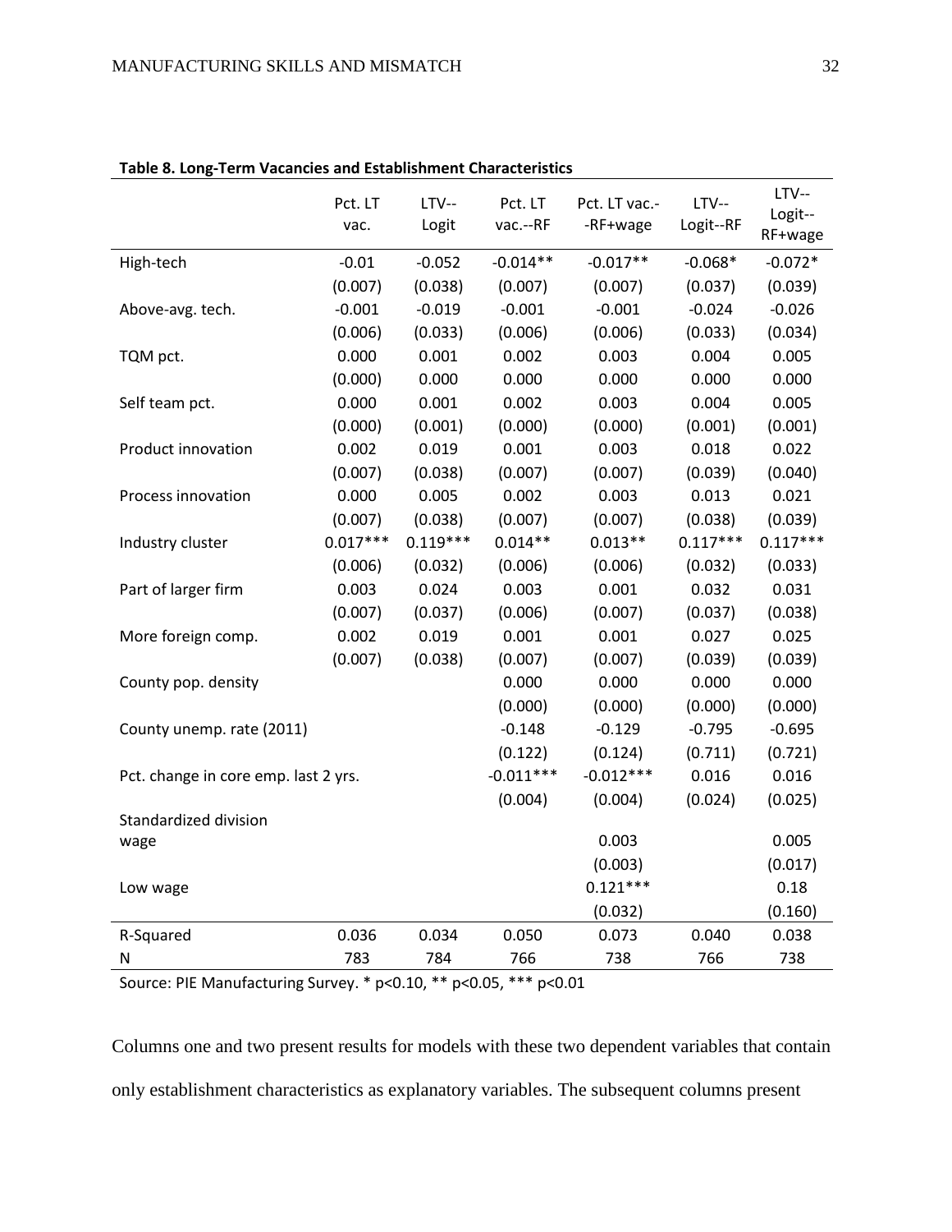**Table 8. Long-Term Vacancies and Establishment Characteristics**

| | Pct. LT vac. | LTV--Logit | Pct. LT vac.--RF | Pct. LT vac.--RF+wage | LTV--Logit--RF | LTV--Logit--RF+wage |
|---|---|---|---|---|---|---|
| High-tech | -0.01 | -0.052 | -0.014** | -0.017** | -0.068* | -0.072* |
| | (0.007) | (0.038) | (0.007) | (0.007) | (0.037) | (0.039) |
| Above-avg. tech. | -0.001 | -0.019 | -0.001 | -0.001 | -0.024 | -0.026 |
| | (0.006) | (0.033) | (0.006) | (0.006) | (0.033) | (0.034) |
| TQM pct. | 0.000 | 0.001 | 0.002 | 0.003 | 0.004 | 0.005 |
| | (0.000) | 0.000 | 0.000 | 0.000 | 0.000 | 0.000 |
| Self team pct. | 0.000 | 0.001 | 0.002 | 0.003 | 0.004 | 0.005 |
| | (0.000) | (0.001) | (0.000) | (0.000) | (0.001) | (0.001) |
| Product innovation | 0.002 | 0.019 | 0.001 | 0.003 | 0.018 | 0.022 |
| | (0.007) | (0.038) | (0.007) | (0.007) | (0.039) | (0.040) |
| Process innovation | 0.000 | 0.005 | 0.002 | 0.003 | 0.013 | 0.021 |
| | (0.007) | (0.038) | (0.007) | (0.007) | (0.038) | (0.039) |
| Industry cluster | 0.017*** | 0.119*** | 0.014** | 0.013** | 0.117*** | 0.117*** |
| | (0.006) | (0.032) | (0.006) | (0.006) | (0.032) | (0.033) |
| Part of larger firm | 0.003 | 0.024 | 0.003 | 0.001 | 0.032 | 0.031 |
| | (0.007) | (0.037) | (0.006) | (0.007) | (0.037) | (0.038) |
| More foreign comp. | 0.002 | 0.019 | 0.001 | 0.001 | 0.027 | 0.025 |
| | (0.007) | (0.038) | (0.007) | (0.007) | (0.039) | (0.039) |
| County pop. density | | | 0.000 | 0.000 | 0.000 | 0.000 |
| | | | (0.000) | (0.000) | (0.000) | (0.000) |
| County unemp. rate (2011) | | | -0.148 | -0.129 | -0.795 | -0.695 |
| | | | (0.122) | (0.124) | (0.711) | (0.721) |
| Pct. change in core emp. last 2 yrs. | | | -0.011*** | -0.012*** | 0.016 | 0.016 |
| | | | (0.004) | (0.004) | (0.024) | (0.025) |
| Standardized division wage | | | | 0.003 | | 0.005 |
| | | | | (0.003) | | (0.017) |
| Low wage | | | | 0.121*** | | 0.18 |
| | | | | (0.032) | | (0.160) |
| R-Squared | 0.036 | 0.034 | 0.050 | 0.073 | 0.040 | 0.038 |
| N | 783 | 784 | 766 | 738 | 766 | 738 |

Source: PIE Manufacturing Survey. * p<0.10, ** p<0.05, *** p<0.01

Columns one and two present results for models with these two dependent variables that contain only establishment characteristics as explanatory variables. The subsequent columns present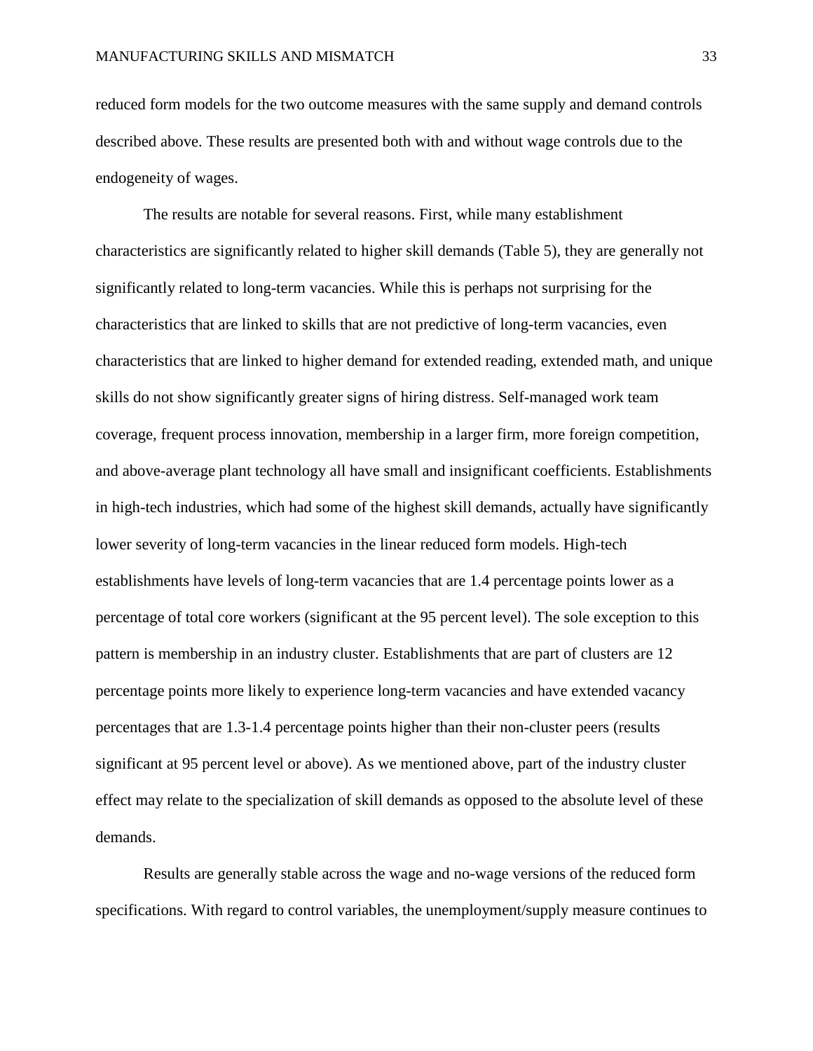reduced form models for the two outcome measures with the same supply and demand controls described above. These results are presented both with and without wage controls due to the endogeneity of wages.

The results are notable for several reasons. First, while many establishment characteristics are significantly related to higher skill demands (Table 5), they are generally not significantly related to long-term vacancies. While this is perhaps not surprising for the characteristics that are linked to skills that are not predictive of long-term vacancies, even characteristics that are linked to higher demand for extended reading, extended math, and unique skills do not show significantly greater signs of hiring distress. Self-managed work team coverage, frequent process innovation, membership in a larger firm, more foreign competition, and above-average plant technology all have small and insignificant coefficients. Establishments in high-tech industries, which had some of the highest skill demands, actually have significantly lower severity of long-term vacancies in the linear reduced form models. High-tech establishments have levels of long-term vacancies that are 1.4 percentage points lower as a percentage of total core workers (significant at the 95 percent level). The sole exception to this pattern is membership in an industry cluster. Establishments that are part of clusters are 12 percentage points more likely to experience long-term vacancies and have extended vacancy percentages that are 1.3-1.4 percentage points higher than their non-cluster peers (results significant at 95 percent level or above). As we mentioned above, part of the industry cluster effect may relate to the specialization of skill demands as opposed to the absolute level of these demands.

Results are generally stable across the wage and no-wage versions of the reduced form specifications. With regard to control variables, the unemployment/supply measure continues to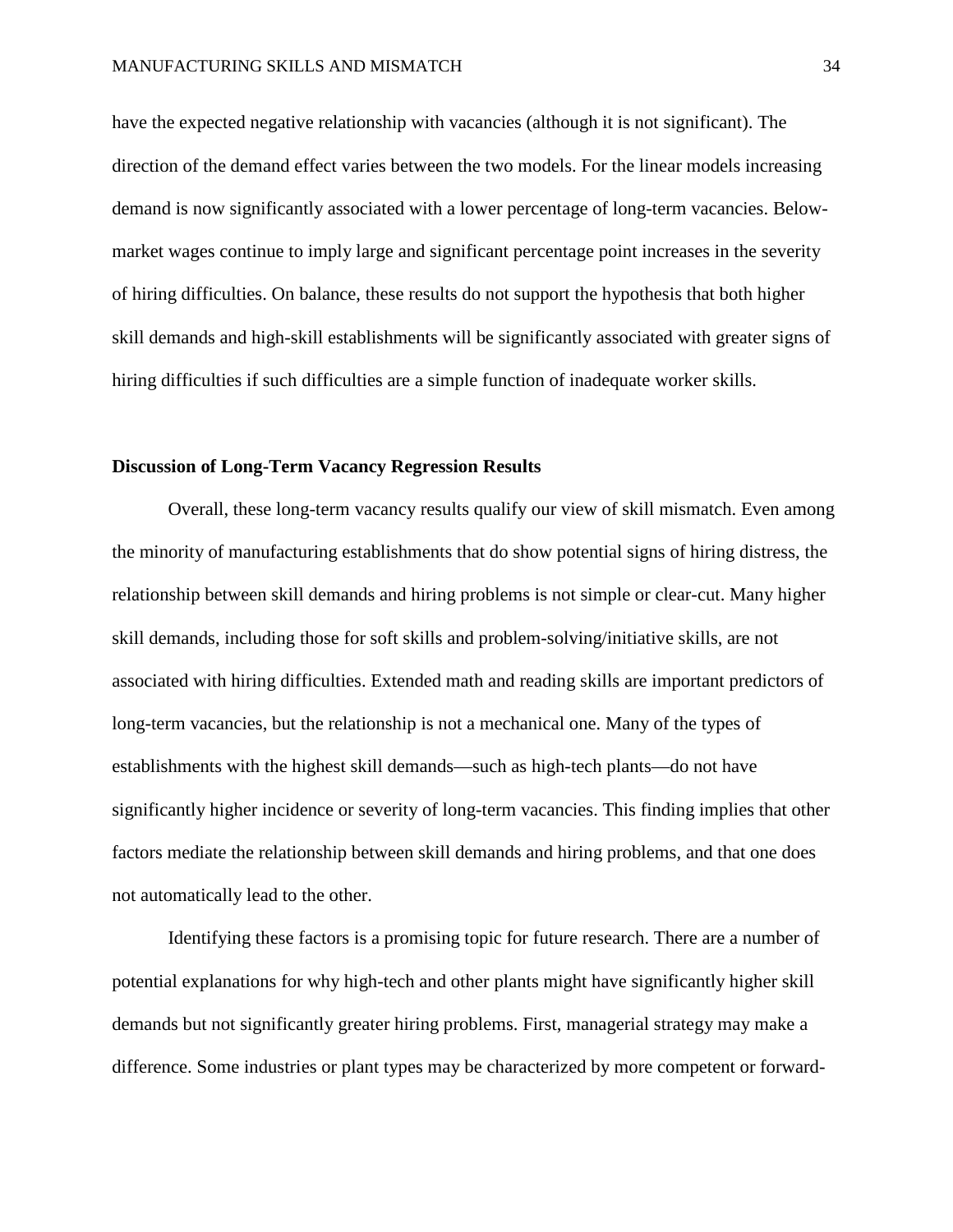have the expected negative relationship with vacancies (although it is not significant). The direction of the demand effect varies between the two models. For the linear models increasing demand is now significantly associated with a lower percentage of long-term vacancies. Below-market wages continue to imply large and significant percentage point increases in the severity of hiring difficulties. On balance, these results do not support the hypothesis that both higher skill demands and high-skill establishments will be significantly associated with greater signs of hiring difficulties if such difficulties are a simple function of inadequate worker skills.

**Discussion of Long-Term Vacancy Regression Results**

Overall, these long-term vacancy results qualify our view of skill mismatch. Even among the minority of manufacturing establishments that do show potential signs of hiring distress, the relationship between skill demands and hiring problems is not simple or clear-cut. Many higher skill demands, including those for soft skills and problem-solving/initiative skills, are not associated with hiring difficulties. Extended math and reading skills are important predictors of long-term vacancies, but the relationship is not a mechanical one. Many of the types of establishments with the highest skill demands—such as high-tech plants—do not have significantly higher incidence or severity of long-term vacancies. This finding implies that other factors mediate the relationship between skill demands and hiring problems, and that one does not automatically lead to the other.

Identifying these factors is a promising topic for future research. There are a number of potential explanations for why high-tech and other plants might have significantly higher skill demands but not significantly greater hiring problems. First, managerial strategy may make a difference. Some industries or plant types may be characterized by more competent or forward-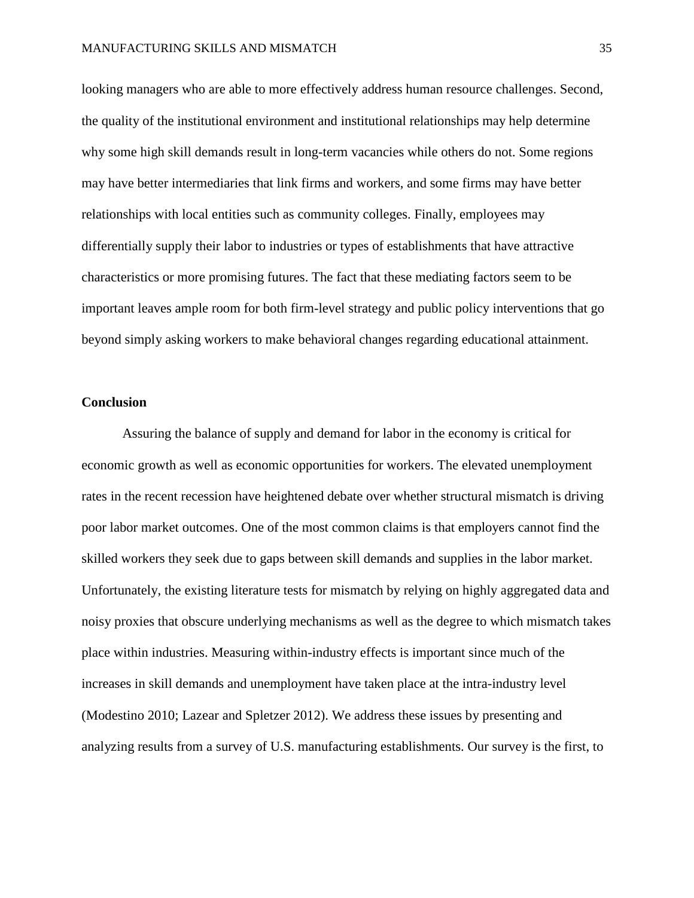looking managers who are able to more effectively address human resource challenges. Second, the quality of the institutional environment and institutional relationships may help determine why some high skill demands result in long-term vacancies while others do not. Some regions may have better intermediaries that link firms and workers, and some firms may have better relationships with local entities such as community colleges. Finally, employees may differentially supply their labor to industries or types of establishments that have attractive characteristics or more promising futures. The fact that these mediating factors seem to be important leaves ample room for both firm-level strategy and public policy interventions that go beyond simply asking workers to make behavioral changes regarding educational attainment.

## Conclusion

Assuring the balance of supply and demand for labor in the economy is critical for economic growth as well as economic opportunities for workers. The elevated unemployment rates in the recent recession have heightened debate over whether structural mismatch is driving poor labor market outcomes. One of the most common claims is that employers cannot find the skilled workers they seek due to gaps between skill demands and supplies in the labor market. Unfortunately, the existing literature tests for mismatch by relying on highly aggregated data and noisy proxies that obscure underlying mechanisms as well as the degree to which mismatch takes place within industries. Measuring within-industry effects is important since much of the increases in skill demands and unemployment have taken place at the intra-industry level (Modestino 2010; Lazear and Spletzer 2012). We address these issues by presenting and analyzing results from a survey of U.S. manufacturing establishments. Our survey is the first, to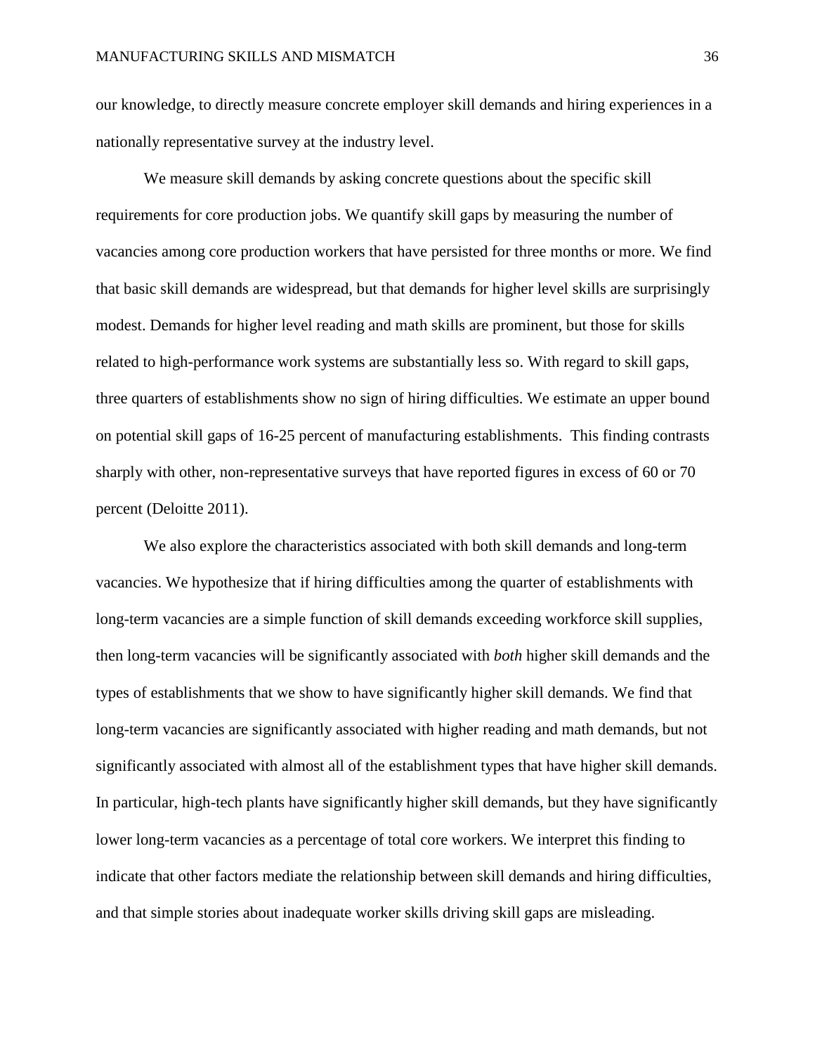our knowledge, to directly measure concrete employer skill demands and hiring experiences in a nationally representative survey at the industry level.

We measure skill demands by asking concrete questions about the specific skill requirements for core production jobs. We quantify skill gaps by measuring the number of vacancies among core production workers that have persisted for three months or more. We find that basic skill demands are widespread, but that demands for higher level skills are surprisingly modest. Demands for higher level reading and math skills are prominent, but those for skills related to high-performance work systems are substantially less so. With regard to skill gaps, three quarters of establishments show no sign of hiring difficulties. We estimate an upper bound on potential skill gaps of 16-25 percent of manufacturing establishments. This finding contrasts sharply with other, non-representative surveys that have reported figures in excess of 60 or 70 percent (Deloitte 2011).

We also explore the characteristics associated with both skill demands and long-term vacancies. We hypothesize that if hiring difficulties among the quarter of establishments with long-term vacancies are a simple function of skill demands exceeding workforce skill supplies, then long-term vacancies will be significantly associated with *both* higher skill demands and the types of establishments that we show to have significantly higher skill demands. We find that long-term vacancies are significantly associated with higher reading and math demands, but not significantly associated with almost all of the establishment types that have higher skill demands. In particular, high-tech plants have significantly higher skill demands, but they have significantly lower long-term vacancies as a percentage of total core workers. We interpret this finding to indicate that other factors mediate the relationship between skill demands and hiring difficulties, and that simple stories about inadequate worker skills driving skill gaps are misleading.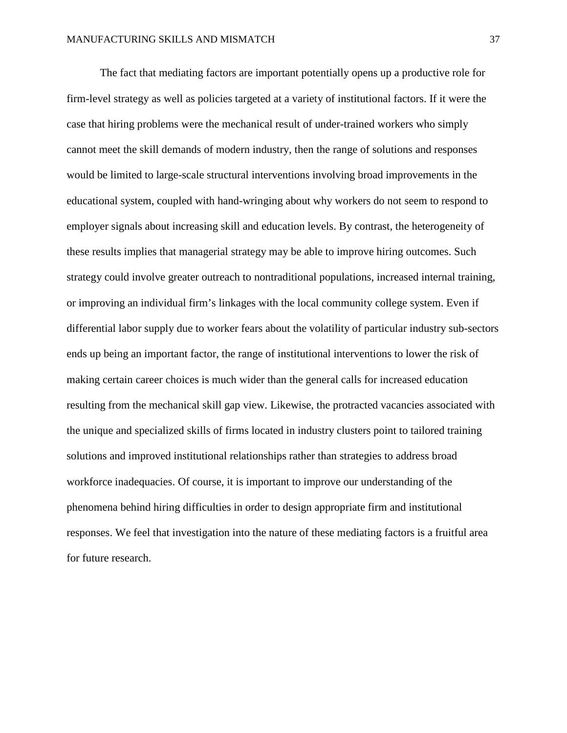The fact that mediating factors are important potentially opens up a productive role for firm-level strategy as well as policies targeted at a variety of institutional factors. If it were the case that hiring problems were the mechanical result of under-trained workers who simply cannot meet the skill demands of modern industry, then the range of solutions and responses would be limited to large-scale structural interventions involving broad improvements in the educational system, coupled with hand-wringing about why workers do not seem to respond to employer signals about increasing skill and education levels. By contrast, the heterogeneity of these results implies that managerial strategy may be able to improve hiring outcomes. Such strategy could involve greater outreach to nontraditional populations, increased internal training, or improving an individual firm's linkages with the local community college system. Even if differential labor supply due to worker fears about the volatility of particular industry sub-sectors ends up being an important factor, the range of institutional interventions to lower the risk of making certain career choices is much wider than the general calls for increased education resulting from the mechanical skill gap view. Likewise, the protracted vacancies associated with the unique and specialized skills of firms located in industry clusters point to tailored training solutions and improved institutional relationships rather than strategies to address broad workforce inadequacies. Of course, it is important to improve our understanding of the phenomena behind hiring difficulties in order to design appropriate firm and institutional responses. We feel that investigation into the nature of these mediating factors is a fruitful area for future research.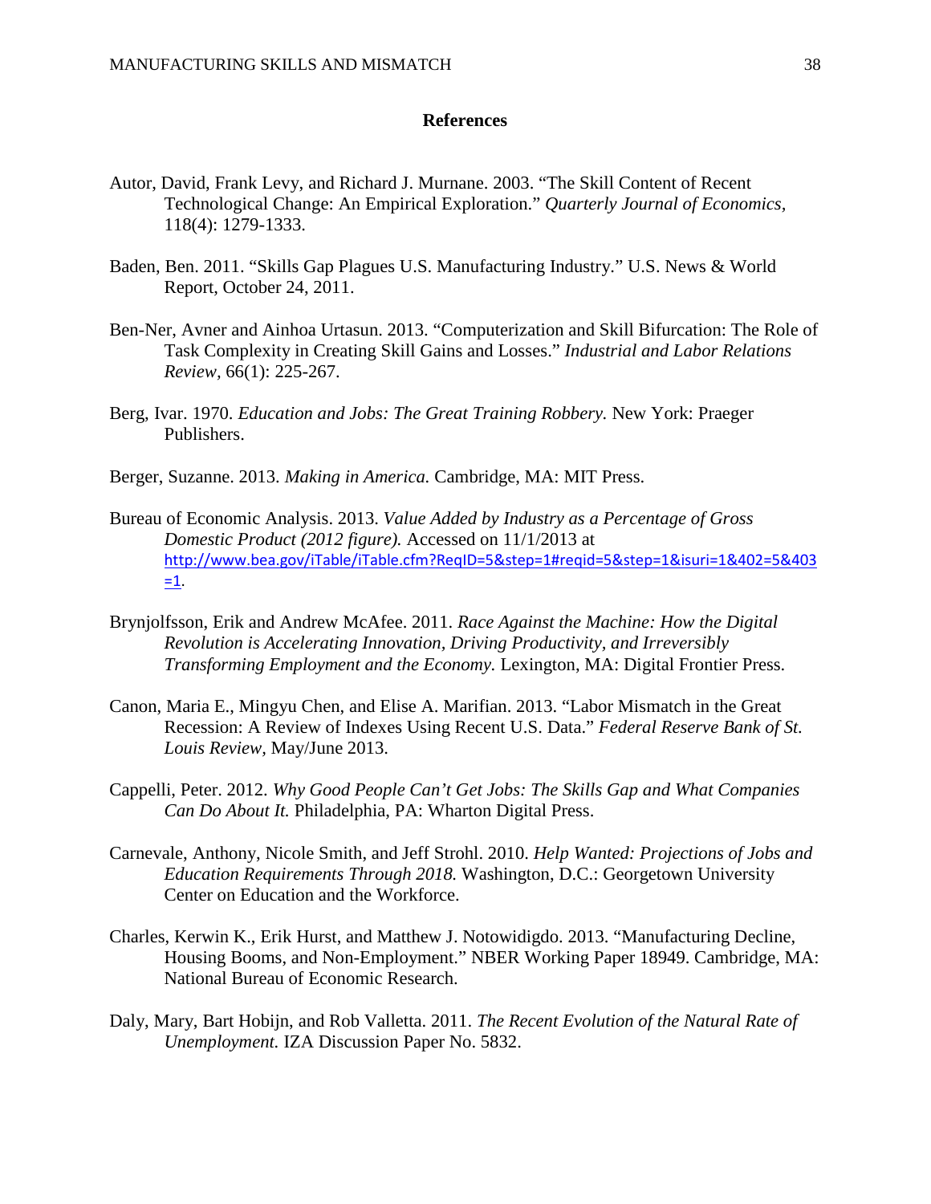## References

Autor, David, Frank Levy, and Richard J. Murnane. 2003. "The Skill Content of Recent Technological Change: An Empirical Exploration." *Quarterly Journal of Economics,* 118(4): 1279-1333.

Baden, Ben. 2011. "Skills Gap Plagues U.S. Manufacturing Industry." U.S. News & World Report, October 24, 2011.

Ben-Ner, Avner and Ainhoa Urtasun. 2013. "Computerization and Skill Bifurcation: The Role of Task Complexity in Creating Skill Gains and Losses." *Industrial and Labor Relations Review,* 66(1): 225-267.

Berg, Ivar. 1970. *Education and Jobs: The Great Training Robbery.* New York: Praeger Publishers.

Berger, Suzanne. 2013. *Making in America.* Cambridge, MA: MIT Press.

Bureau of Economic Analysis. 2013. *Value Added by Industry as a Percentage of Gross Domestic Product (2012 figure).* Accessed on 11/1/2013 at http://www.bea.gov/iTable/iTable.cfm?ReqID=5&step=1#reqid=5&step=1&isuri=1&402=5&403=1.

Brynjolfsson, Erik and Andrew McAfee. 2011. *Race Against the Machine: How the Digital Revolution is Accelerating Innovation, Driving Productivity, and Irreversibly Transforming Employment and the Economy.* Lexington, MA: Digital Frontier Press.

Canon, Maria E., Mingyu Chen, and Elise A. Marifian. 2013. "Labor Mismatch in the Great Recession: A Review of Indexes Using Recent U.S. Data." *Federal Reserve Bank of St. Louis Review,* May/June 2013.

Cappelli, Peter. 2012. *Why Good People Can't Get Jobs: The Skills Gap and What Companies Can Do About It.* Philadelphia, PA: Wharton Digital Press.

Carnevale, Anthony, Nicole Smith, and Jeff Strohl. 2010. *Help Wanted: Projections of Jobs and Education Requirements Through 2018.* Washington, D.C.: Georgetown University Center on Education and the Workforce.

Charles, Kerwin K., Erik Hurst, and Matthew J. Notowidigdo. 2013. "Manufacturing Decline, Housing Booms, and Non-Employment." NBER Working Paper 18949. Cambridge, MA: National Bureau of Economic Research.

Daly, Mary, Bart Hobijn, and Rob Valletta. 2011. *The Recent Evolution of the Natural Rate of Unemployment.* IZA Discussion Paper No. 5832.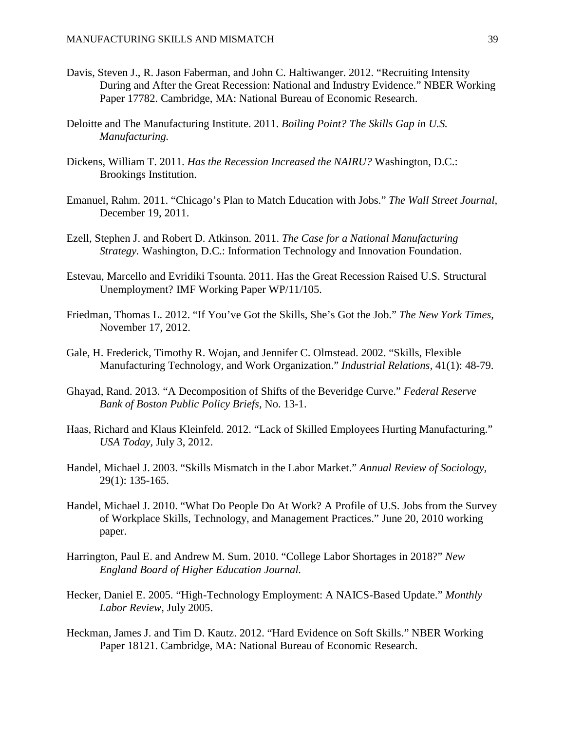Davis, Steven J., R. Jason Faberman, and John C. Haltiwanger. 2012. “Recruiting Intensity During and After the Great Recession: National and Industry Evidence.” NBER Working Paper 17782. Cambridge, MA: National Bureau of Economic Research.

Deloitte and The Manufacturing Institute. 2011. *Boiling Point? The Skills Gap in U.S. Manufacturing.*

Dickens, William T. 2011. *Has the Recession Increased the NAIRU?* Washington, D.C.: Brookings Institution.

Emanuel, Rahm. 2011. “Chicago’s Plan to Match Education with Jobs.” *The Wall Street Journal,* December 19, 2011.

Ezell, Stephen J. and Robert D. Atkinson. 2011. *The Case for a National Manufacturing Strategy.* Washington, D.C.: Information Technology and Innovation Foundation.

Estevau, Marcello and Evridiki Tsounta. 2011. Has the Great Recession Raised U.S. Structural Unemployment? IMF Working Paper WP/11/105.

Friedman, Thomas L. 2012. “If You’ve Got the Skills, She’s Got the Job.” *The New York Times,* November 17, 2012.

Gale, H. Frederick, Timothy R. Wojan, and Jennifer C. Olmstead. 2002. “Skills, Flexible Manufacturing Technology, and Work Organization.” *Industrial Relations,* 41(1): 48-79.

Ghayad, Rand. 2013. “A Decomposition of Shifts of the Beveridge Curve.” *Federal Reserve Bank of Boston Public Policy Briefs,* No. 13-1.

Haas, Richard and Klaus Kleinfeld. 2012. “Lack of Skilled Employees Hurting Manufacturing.” *USA Today,* July 3, 2012.

Handel, Michael J. 2003. “Skills Mismatch in the Labor Market.” *Annual Review of Sociology,* 29(1): 135-165.

Handel, Michael J. 2010. “What Do People Do At Work? A Profile of U.S. Jobs from the Survey of Workplace Skills, Technology, and Management Practices.” June 20, 2010 working paper.

Harrington, Paul E. and Andrew M. Sum. 2010. “College Labor Shortages in 2018?” *New England Board of Higher Education Journal.*

Hecker, Daniel E. 2005. “High-Technology Employment: A NAICS-Based Update.” *Monthly Labor Review,* July 2005.

Heckman, James J. and Tim D. Kautz. 2012. “Hard Evidence on Soft Skills.” NBER Working Paper 18121. Cambridge, MA: National Bureau of Economic Research.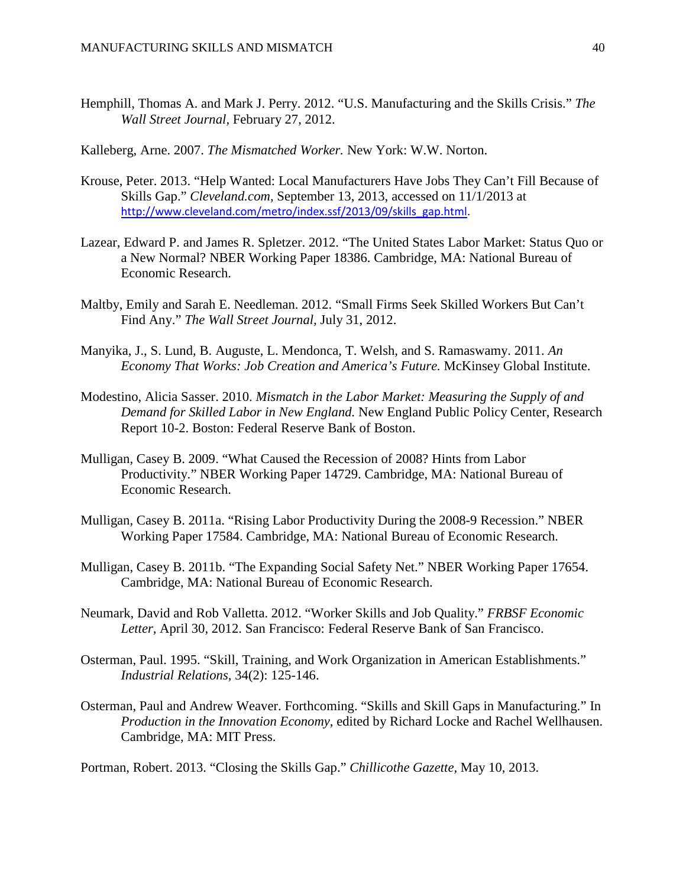Hemphill, Thomas A. and Mark J. Perry. 2012. “U.S. Manufacturing and the Skills Crisis.” *The Wall Street Journal*, February 27, 2012.

Kalleberg, Arne. 2007. *The Mismatched Worker.* New York: W.W. Norton.

Krouse, Peter. 2013. “Help Wanted: Local Manufacturers Have Jobs They Can’t Fill Because of Skills Gap.” *Cleveland.com*, September 13, 2013, accessed on 11/1/2013 at http://www.cleveland.com/metro/index.ssf/2013/09/skills_gap.html.

Lazear, Edward P. and James R. Spletzer. 2012. “The United States Labor Market: Status Quo or a New Normal? NBER Working Paper 18386. Cambridge, MA: National Bureau of Economic Research.

Maltby, Emily and Sarah E. Needleman. 2012. “Small Firms Seek Skilled Workers But Can’t Find Any.” *The Wall Street Journal*, July 31, 2012.

Manyika, J., S. Lund, B. Auguste, L. Mendonca, T. Welsh, and S. Ramaswamy. 2011. *An Economy That Works: Job Creation and America’s Future.* McKinsey Global Institute.

Modestino, Alicia Sasser. 2010. *Mismatch in the Labor Market: Measuring the Supply of and Demand for Skilled Labor in New England.* New England Public Policy Center, Research Report 10-2. Boston: Federal Reserve Bank of Boston.

Mulligan, Casey B. 2009. “What Caused the Recession of 2008? Hints from Labor Productivity.” NBER Working Paper 14729. Cambridge, MA: National Bureau of Economic Research.

Mulligan, Casey B. 2011a. “Rising Labor Productivity During the 2008-9 Recession.” NBER Working Paper 17584. Cambridge, MA: National Bureau of Economic Research.

Mulligan, Casey B. 2011b. “The Expanding Social Safety Net.” NBER Working Paper 17654. Cambridge, MA: National Bureau of Economic Research.

Neumark, David and Rob Valletta. 2012. “Worker Skills and Job Quality.” *FRBSF Economic Letter*, April 30, 2012. San Francisco: Federal Reserve Bank of San Francisco.

Osterman, Paul. 1995. “Skill, Training, and Work Organization in American Establishments.” *Industrial Relations*, 34(2): 125-146.

Osterman, Paul and Andrew Weaver. Forthcoming. “Skills and Skill Gaps in Manufacturing.” In *Production in the Innovation Economy*, edited by Richard Locke and Rachel Wellhausen. Cambridge, MA: MIT Press.

Portman, Robert. 2013. “Closing the Skills Gap.” *Chillicothe Gazette*, May 10, 2013.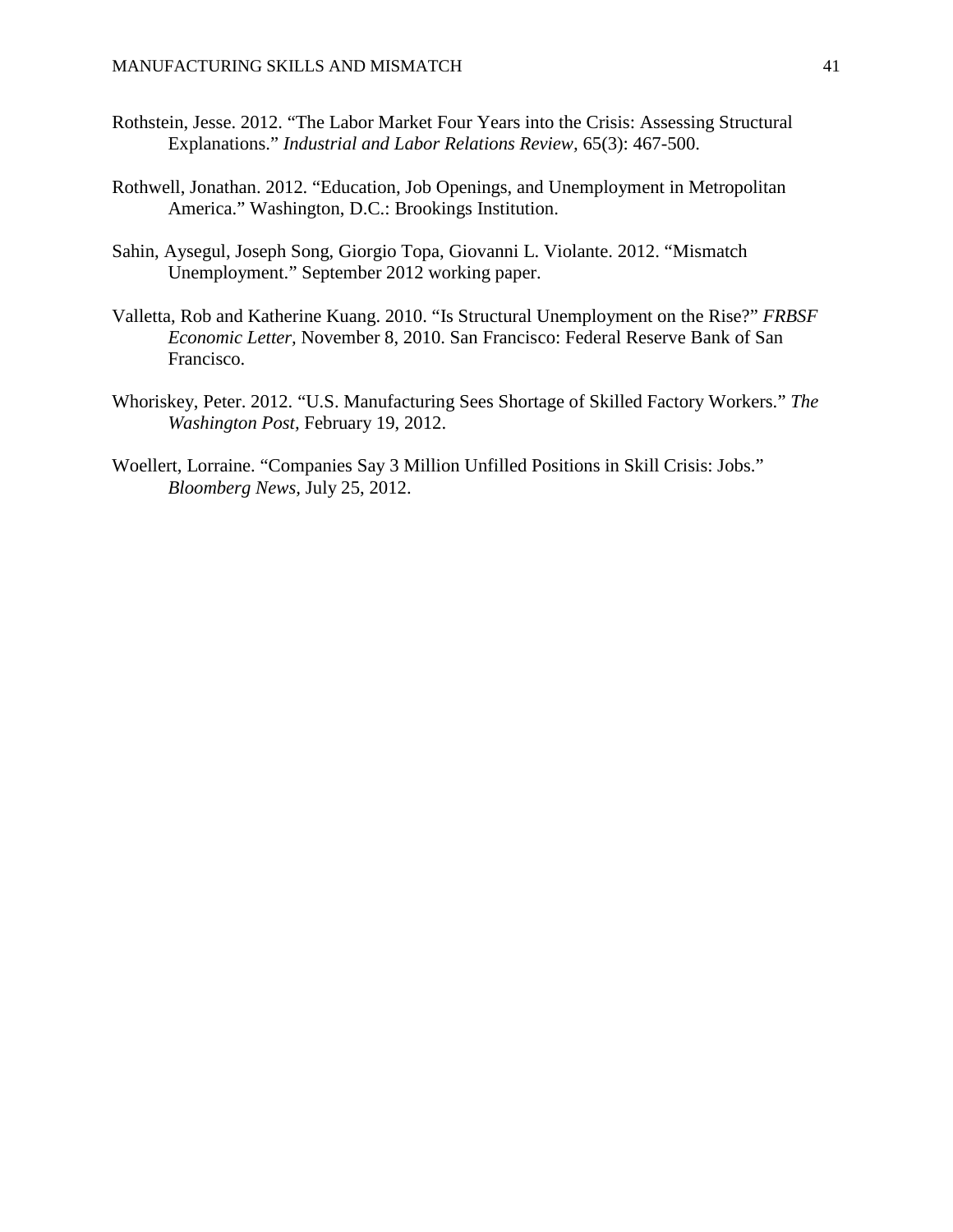Rothstein, Jesse. 2012. "The Labor Market Four Years into the Crisis: Assessing Structural Explanations." *Industrial and Labor Relations Review*, 65(3): 467-500.

Rothwell, Jonathan. 2012. "Education, Job Openings, and Unemployment in Metropolitan America." Washington, D.C.: Brookings Institution.

Sahin, Aysegul, Joseph Song, Giorgio Topa, Giovanni L. Violante. 2012. "Mismatch Unemployment." September 2012 working paper.

Valletta, Rob and Katherine Kuang. 2010. "Is Structural Unemployment on the Rise?" *FRBSF Economic Letter*, November 8, 2010. San Francisco: Federal Reserve Bank of San Francisco.

Whoriskey, Peter. 2012. "U.S. Manufacturing Sees Shortage of Skilled Factory Workers." *The Washington Post*, February 19, 2012.

Woellert, Lorraine. "Companies Say 3 Million Unfilled Positions in Skill Crisis: Jobs." *Bloomberg News*, July 25, 2012.